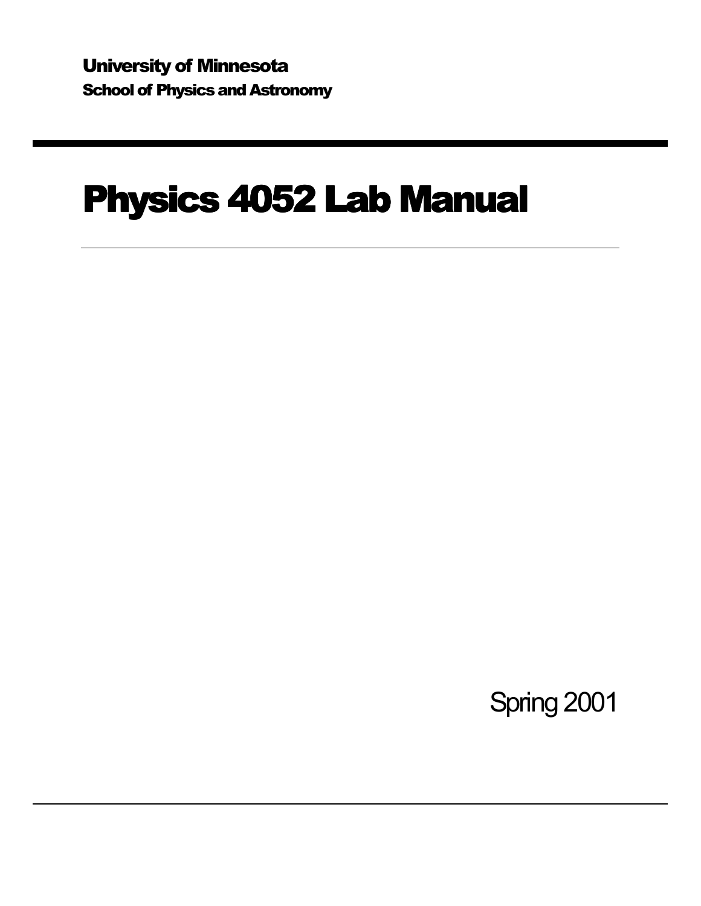University of Minnesota

School of Physics and Astronomy

# Physics 4052 Lab Manual

Spring 2001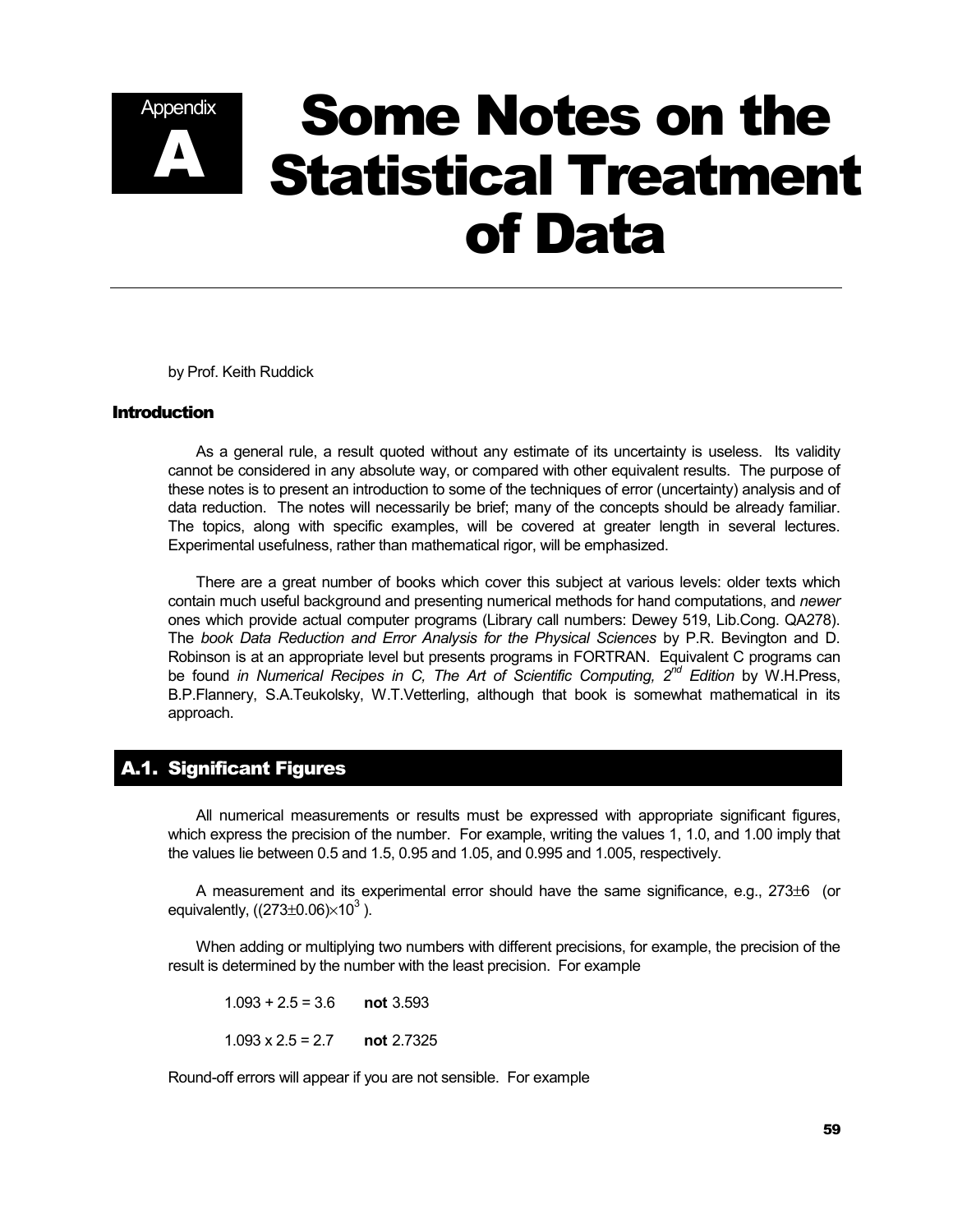# Appendix A: Some Notes on the Statistical Treatment of Data

by Prof. Keith Ruddick

## Introduction

As a general rule, a result quoted without any estimate of its uncertainty is useless. Its validity cannot be considered in any absolute way, or compared with other equivalent results. The purpose of these notes is to present an introduction to some of the techniques of error (uncertainty) analysis and of data reduction. The notes will necessarily be brief; many of the concepts should be already familiar. The topics, along with specific examples, will be covered at greater length in several lectures. Experimental usefulness, rather than mathematical rigor, will be emphasized.

There are a great number of books which cover this subject at various levels: older texts which contain much useful background and presenting numerical methods for hand computations, and *newer* ones which provide actual computer programs (Library call numbers: Dewey 519, Lib.Cong. QA278). The *book Data Reduction and Error Analysis for the Physical Sciences* by P.R. Bevington and D. Robinson is at an appropriate level but presents programs in FORTRAN. Equivalent C programs can be found *in Numerical Recipes in C, The Art of Scientific Computing, 2nd Edition* by W.H.Press, B.P.Flannery, S.A.Teukolsky, W.T.Vetterling, although that book is somewhat mathematical in its approach.

## A.1. Significant Figures

All numerical measurements or results must be expressed with appropriate significant figures, which express the precision of the number. For example, writing the values 1, 1.0, and 1.00 imply that the values lie between 0.5 and 1.5, 0.95 and 1.05, and 0.995 and 1.005, respectively.

A measurement and its experimental error should have the same significance, e.g., $273\pm6$ (or equivalently, $((273\pm0.06)\times10^3$ ).

When adding or multiplying two numbers with different precisions, for example, the precision of the result is determined by the number with the least precision. For example

$1.093 + 2.5 = 3.6$ **not** 3.593

$1.093 \times 2.5 = 2.7$ **not** 2.7325

Round-off errors will appear if you are not sensible. For example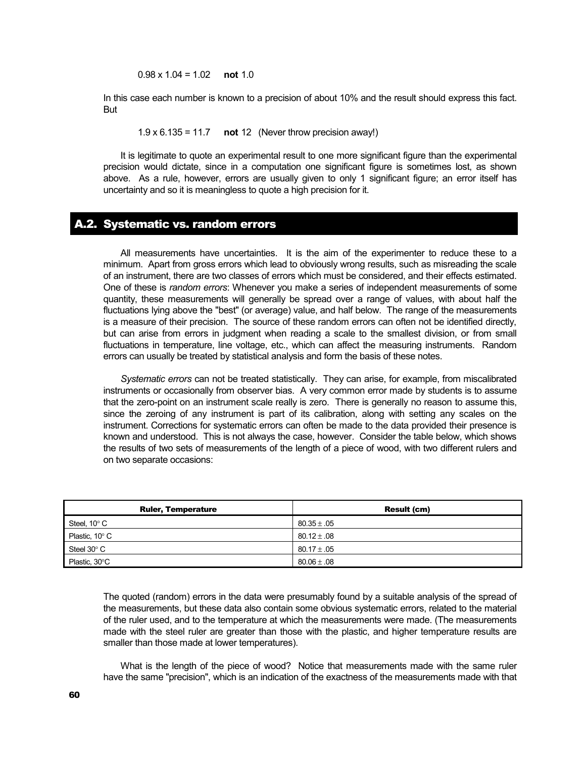0.98 x 1.04 = 1.02 **not** 1.0

In this case each number is known to a precision of about 10% and the result should express this fact. But

1.9 x 6.135 = 11.7 **not** 12 (Never throw precision away!)

It is legitimate to quote an experimental result to one more significant figure than the experimental precision would dictate, since in a computation one significant figure is sometimes lost, as shown above. As a rule, however, errors are usually given to only 1 significant figure; an error itself has uncertainty and so it is meaningless to quote a high precision for it.

## A.2. Systematic vs. random errors

All measurements have uncertainties. It is the aim of the experimenter to reduce these to a minimum. Apart from gross errors which lead to obviously wrong results, such as misreading the scale of an instrument, there are two classes of errors which must be considered, and their effects estimated. One of these is *random errors*: Whenever you make a series of independent measurements of some quantity, these measurements will generally be spread over a range of values, with about half the fluctuations lying above the "best" (or average) value, and half below. The range of the measurements is a measure of their precision. The source of these random errors can often not be identified directly, but can arise from errors in judgment when reading a scale to the smallest division, or from small fluctuations in temperature, line voltage, etc., which can affect the measuring instruments. Random errors can usually be treated by statistical analysis and form the basis of these notes.

*Systematic errors* can not be treated statistically. They can arise, for example, from miscalibrated instruments or occasionally from observer bias. A very common error made by students is to assume that the zero-point on an instrument scale really is zero. There is generally no reason to assume this, since the zeroing of any instrument is part of its calibration, along with setting any scales on the instrument. Corrections for systematic errors can often be made to the data provided their presence is known and understood. This is not always the case, however. Consider the table below, which shows the results of two sets of measurements of the length of a piece of wood, with two different rulers and on two separate occasions:

| Ruler, Temperature | Result (cm) |
|---|---|
| Steel, 10° C | 80.35 ± .05 |
| Plastic, 10° C | 80.12 ± .08 |
| Steel 30° C | 80.17 ± .05 |
| Plastic, 30°C | 80.06 ± .08 |

The quoted (random) errors in the data were presumably found by a suitable analysis of the spread of the measurements, but these data also contain some obvious systematic errors, related to the material of the ruler used, and to the temperature at which the measurements were made. (The measurements made with the steel ruler are greater than those with the plastic, and higher temperature results are smaller than those made at lower temperatures).

What is the length of the piece of wood? Notice that measurements made with the same ruler have the same "precision", which is an indication of the exactness of the measurements made with that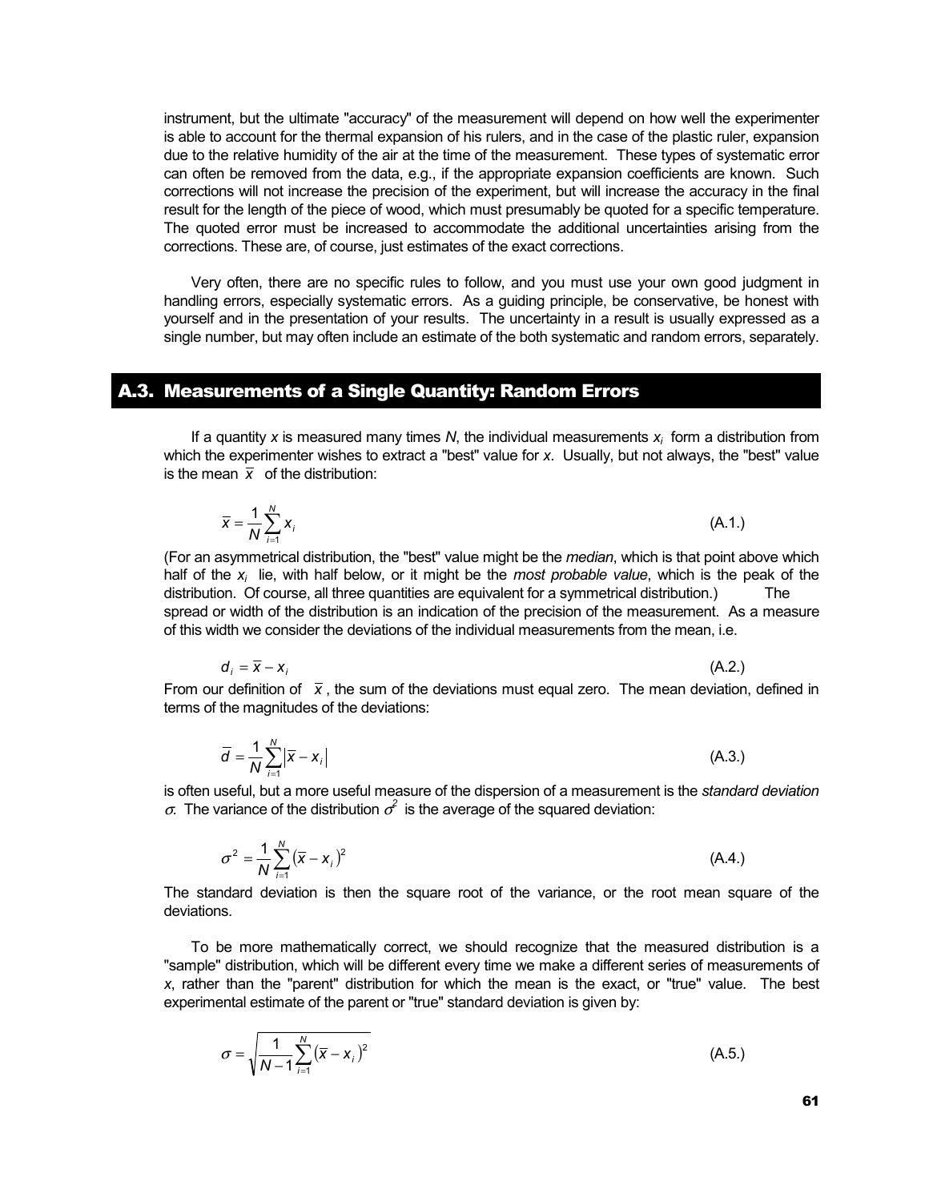instrument, but the ultimate "accuracy" of the measurement will depend on how well the experimenter is able to account for the thermal expansion of his rulers, and in the case of the plastic ruler, expansion due to the relative humidity of the air at the time of the measurement. These types of systematic error can often be removed from the data, e.g., if the appropriate expansion coefficients are known. Such corrections will not increase the precision of the experiment, but will increase the accuracy in the final result for the length of the piece of wood, which must presumably be quoted for a specific temperature. The quoted error must be increased to accommodate the additional uncertainties arising from the corrections. These are, of course, just estimates of the exact corrections.

Very often, there are no specific rules to follow, and you must use your own good judgment in handling errors, especially systematic errors. As a guiding principle, be conservative, be honest with yourself and in the presentation of your results. The uncertainty in a result is usually expressed as a single number, but may often include an estimate of the both systematic and random errors, separately.

## A.3. Measurements of a Single Quantity: Random Errors

If a quantity $x$ is measured many times $N$, the individual measurements $x_i$ form a distribution from which the experimenter wishes to extract a "best" value for $x$. Usually, but not always, the "best" value is the mean $\bar{x}$ of the distribution:

$$\bar{x} = \frac{1}{N}\sum_{i=1}^{N} x_i \tag{A.1.}$$

(For an asymmetrical distribution, the "best" value might be the *median*, which is that point above which half of the $x_i$ lie, with half below, or it might be the *most probable value*, which is the peak of the distribution. Of course, all three quantities are equivalent for a symmetrical distribution.) The spread or width of the distribution is an indication of the precision of the measurement. As a measure of this width we consider the deviations of the individual measurements from the mean, i.e.

$$d_i = \bar{x} - x_i \tag{A.2.}$$

From our definition of $\bar{x}$, the sum of the deviations must equal zero. The mean deviation, defined in terms of the magnitudes of the deviations:

$$\bar{d} = \frac{1}{N}\sum_{i=1}^{N} \left| \bar{x} - x_i \right| \tag{A.3.}$$

is often useful, but a more useful measure of the dispersion of a measurement is the *standard deviation* $\sigma$. The variance of the distribution $\sigma^2$ is the average of the squared deviation:

$$\sigma^2 = \frac{1}{N}\sum_{i=1}^{N} \left( \bar{x} - x_i \right)^2 \tag{A.4.}$$

The standard deviation is then the square root of the variance, or the root mean square of the deviations.

To be more mathematically correct, we should recognize that the measured distribution is a "sample" distribution, which will be different every time we make a different series of measurements of $x$, rather than the "parent" distribution for which the mean is the exact, or "true" value. The best experimental estimate of the parent or "true" standard deviation is given by:

$$\sigma = \sqrt{\frac{1}{N-1}\sum_{i=1}^{N} \left( \bar{x} - x_i \right)^2} \tag{A.5.}$$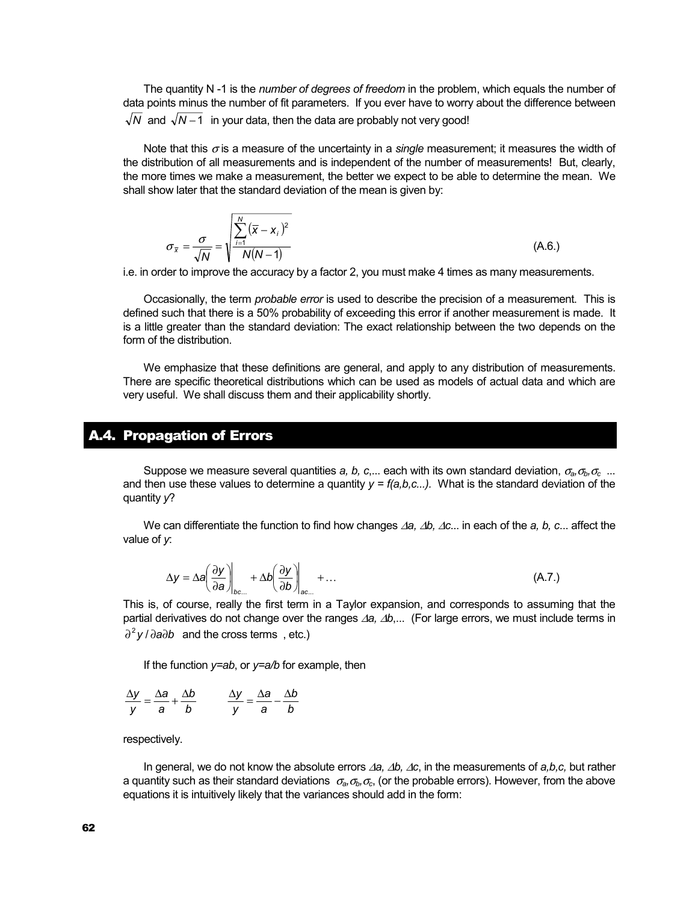The quantity N -1 is the *number of degrees of freedom* in the problem, which equals the number of data points minus the number of fit parameters. If you ever have to worry about the difference between $\sqrt{N}$ and $\sqrt{N-1}$ in your data, then the data are probably not very good!

Note that this $\sigma$ is a measure of the uncertainty in a *single* measurement; it measures the width of the distribution of all measurements and is independent of the number of measurements! But, clearly, the more times we make a measurement, the better we expect to be able to determine the mean. We shall show later that the standard deviation of the mean is given by:

$$\sigma_{\bar{x}} = \frac{\sigma}{\sqrt{N}} = \sqrt{\frac{\sum_{i=1}^{N}(\bar{x} - x_i)^2}{N(N-1)}} \tag{A.6.}$$

i.e. in order to improve the accuracy by a factor 2, you must make 4 times as many measurements.

Occasionally, the term *probable error* is used to describe the precision of a measurement. This is defined such that there is a 50% probability of exceeding this error if another measurement is made. It is a little greater than the standard deviation: The exact relationship between the two depends on the form of the distribution.

We emphasize that these definitions are general, and apply to any distribution of measurements. There are specific theoretical distributions which can be used as models of actual data and which are very useful. We shall discuss them and their applicability shortly.

## A.4. Propagation of Errors

Suppose we measure several quantities *a, b, c*,... each with its own standard deviation, $\sigma_a, \sigma_b, \sigma_c$ ... and then use these values to determine a quantity $y = f(a,b,c...)$. What is the standard deviation of the quantity *y*?

We can differentiate the function to find how changes $\Delta a$, $\Delta b$, $\Delta c$... in each of the *a, b, c*... affect the value of *y*:

$$\Delta y = \Delta a \left(\frac{\partial y}{\partial a}\right)\Bigg|_{bc...} + \Delta b \left(\frac{\partial y}{\partial b}\right)\Bigg|_{ac...} + \ldots \tag{A.7.}$$

This is, of course, really the first term in a Taylor expansion, and corresponds to assuming that the partial derivatives do not change over the ranges $\Delta a$, $\Delta b$,... (For large errors, we must include terms in $\partial^2 y / \partial a \partial b$ and the cross terms , etc.)

If the function *y=ab*, or *y=a/b* for example, then

$$\frac{\Delta y}{y} = \frac{\Delta a}{a} + \frac{\Delta b}{b} \qquad \frac{\Delta y}{y} = \frac{\Delta a}{a} - \frac{\Delta b}{b}$$

respectively.

In general, we do not know the absolute errors $\Delta a$, $\Delta b$, $\Delta c$, in the measurements of *a,b,c,* but rather a quantity such as their standard deviations $\sigma_a, \sigma_b, \sigma_c$, (or the probable errors). However, from the above equations it is intuitively likely that the variances should add in the form: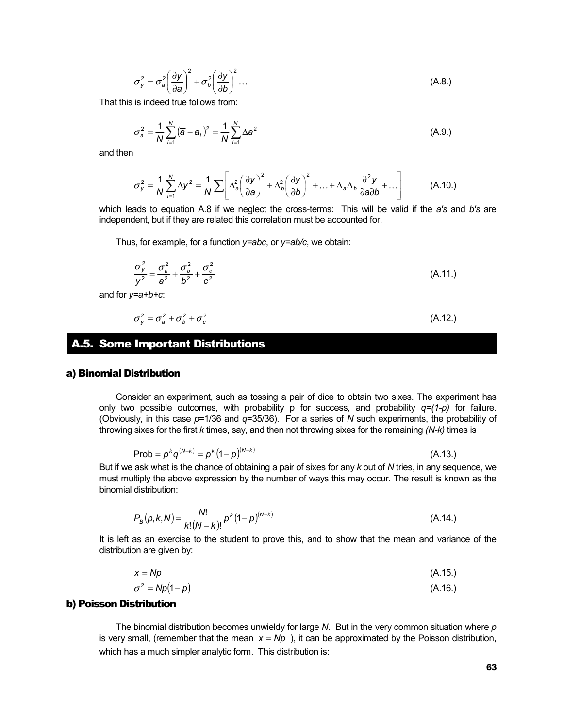$$\sigma_y^2 = \sigma_a^2 \left( \frac{\partial y}{\partial a} \right)^2 + \sigma_b^2 \left( \frac{\partial y}{\partial b} \right)^2 \ldots \tag{A.8.}$$

That this is indeed true follows from:

$$\sigma_a^2 = \frac{1}{N} \sum_{i=1}^{N} \left( \overline{a} - a_i \right)^2 = \frac{1}{N} \sum_{i=1}^{N} \Delta a^2 \tag{A.9.}$$

and then

$$\sigma_y^2 = \frac{1}{N} \sum_{i=1}^{N} \Delta y^2 = \frac{1}{N} \sum \left[ \Delta_a^2 \left( \frac{\partial y}{\partial a} \right)^2 + \Delta_b^2 \left( \frac{\partial y}{\partial b} \right)^2 + \ldots + \Delta_a \Delta_b \frac{\partial^2 y}{\partial a \partial b} + \ldots \right] \tag{A.10.}$$

which leads to equation A.8 if we neglect the cross-terms: This will be valid if the *a's* and *b's* are independent, but if they are related this correlation must be accounted for.

Thus, for example, for a function $y=abc$, or $y=ab/c$, we obtain:

$$\frac{\sigma_y^2}{y^2} = \frac{\sigma_a^2}{a^2} + \frac{\sigma_b^2}{b^2} + \frac{\sigma_c^2}{c^2} \tag{A.11.}$$

and for $y=a+b+c$:

$$\sigma_y^2 = \sigma_a^2 + \sigma_b^2 + \sigma_c^2 \tag{A.12.}$$

## A.5. Some Important Distributions

### a) Binomial Distribution

Consider an experiment, such as tossing a pair of dice to obtain two sixes. The experiment has only two possible outcomes, with probability p for success, and probability $q=(1-p)$ for failure. (Obviously, in this case $p$=1/36 and $q$=35/36). For a series of $N$ such experiments, the probability of throwing sixes for the first $k$ times, say, and then not throwing sixes for the remaining $(N-k)$ times is

$$\text{Prob} = p^k q^{(N-k)} = p^k (1-p)^{(N-k)} \tag{A.13.}$$

But if we ask what is the chance of obtaining a pair of sixes for any $k$ out of $N$ tries, in any sequence, we must multiply the above expression by the number of ways this may occur. The result is known as the binomial distribution:

$$P_B(p,k,N) = \frac{N!}{k!(N-k)!} p^k (1-p)^{(N-k)} \tag{A.14.}$$

It is left as an exercise to the student to prove this, and to show that the mean and variance of the distribution are given by:

$$\overline{x} = Np \tag{A.15.}$$

$$\sigma^2 = Np(1-p) \tag{A.16.}$$

### b) Poisson Distribution

The binomial distribution becomes unwieldy for large $N$. But in the very common situation where $p$ is very small, (remember that the mean $\overline{x} = Np$ ), it can be approximated by the Poisson distribution, which has a much simpler analytic form. This distribution is: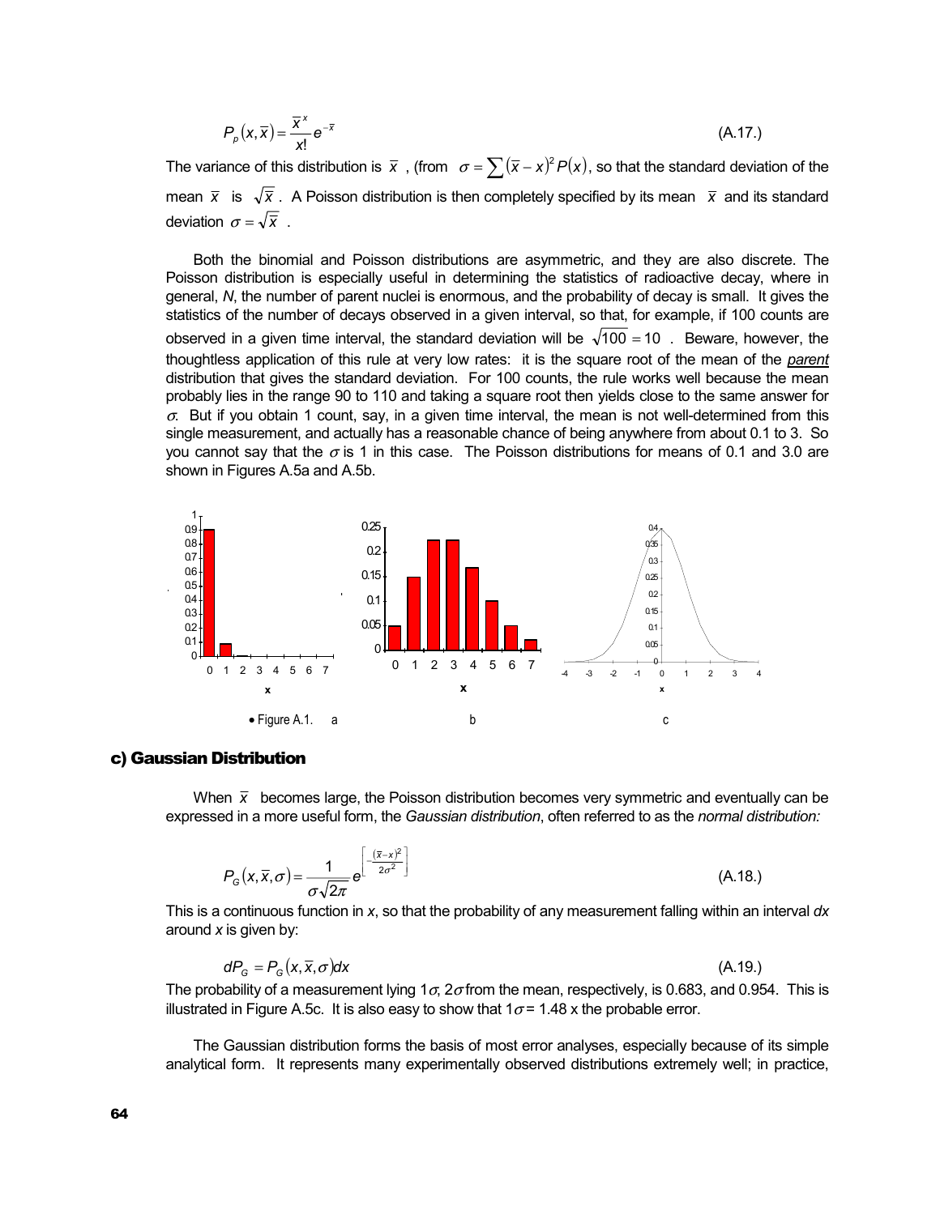$$P_p(x,\bar{x}) = \frac{\bar{x}^x}{x!}e^{-\bar{x}} \tag{A.17.}$$

The variance of this distribution is $\bar{x}$ , (from $\sigma = \sum(\bar{x}-x)^2 P(x)$, so that the standard deviation of the mean $\bar{x}$ is $\sqrt{\bar{x}}$. A Poisson distribution is then completely specified by its mean $\bar{x}$ and its standard deviation $\sigma = \sqrt{\bar{x}}$ .

Both the binomial and Poisson distributions are asymmetric, and they are also discrete. The Poisson distribution is especially useful in determining the statistics of radioactive decay, where in general, *N*, the number of parent nuclei is enormous, and the probability of decay is small. It gives the statistics of the number of decays observed in a given interval, so that, for example, if 100 counts are observed in a given time interval, the standard deviation will be $\sqrt{100} = 10$ . Beware, however, the thoughtless application of this rule at very low rates: it is the square root of the mean of the ***parent*** distribution that gives the standard deviation. For 100 counts, the rule works well because the mean probably lies in the range 90 to 110 and taking a square root then yields close to the same answer for $\sigma$. But if you obtain 1 count, say, in a given time interval, the mean is not well-determined from this single measurement, and actually has a reasonable chance of being anywhere from about 0.1 to 3. So you cannot say that the $\sigma$ is 1 in this case. The Poisson distributions for means of 0.1 and 3.0 are shown in Figures A.5a and A.5b.

- Figure A.1. a b c

## c) Gaussian Distribution

When $\bar{x}$ becomes large, the Poisson distribution becomes very symmetric and eventually can be expressed in a more useful form, the *Gaussian distribution*, often referred to as the *normal distribution:*

$$P_G(x,\bar{x},\sigma) = \frac{1}{\sigma\sqrt{2\pi}}e^{\left[-\frac{(\bar{x}-x)^2}{2\sigma^2}\right]} \tag{A.18.}$$

This is a continuous function in *x*, so that the probability of any measurement falling within an interval *dx* around *x* is given by:

$$dP_G = P_G(x,\bar{x},\sigma)dx \tag{A.19.}$$

The probability of a measurement lying $1\sigma$, $2\sigma$ from the mean, respectively, is 0.683, and 0.954. This is illustrated in Figure A.5c. It is also easy to show that $1\sigma$ = 1.48 x the probable error.

The Gaussian distribution forms the basis of most error analyses, especially because of its simple analytical form. It represents many experimentally observed distributions extremely well; in practice,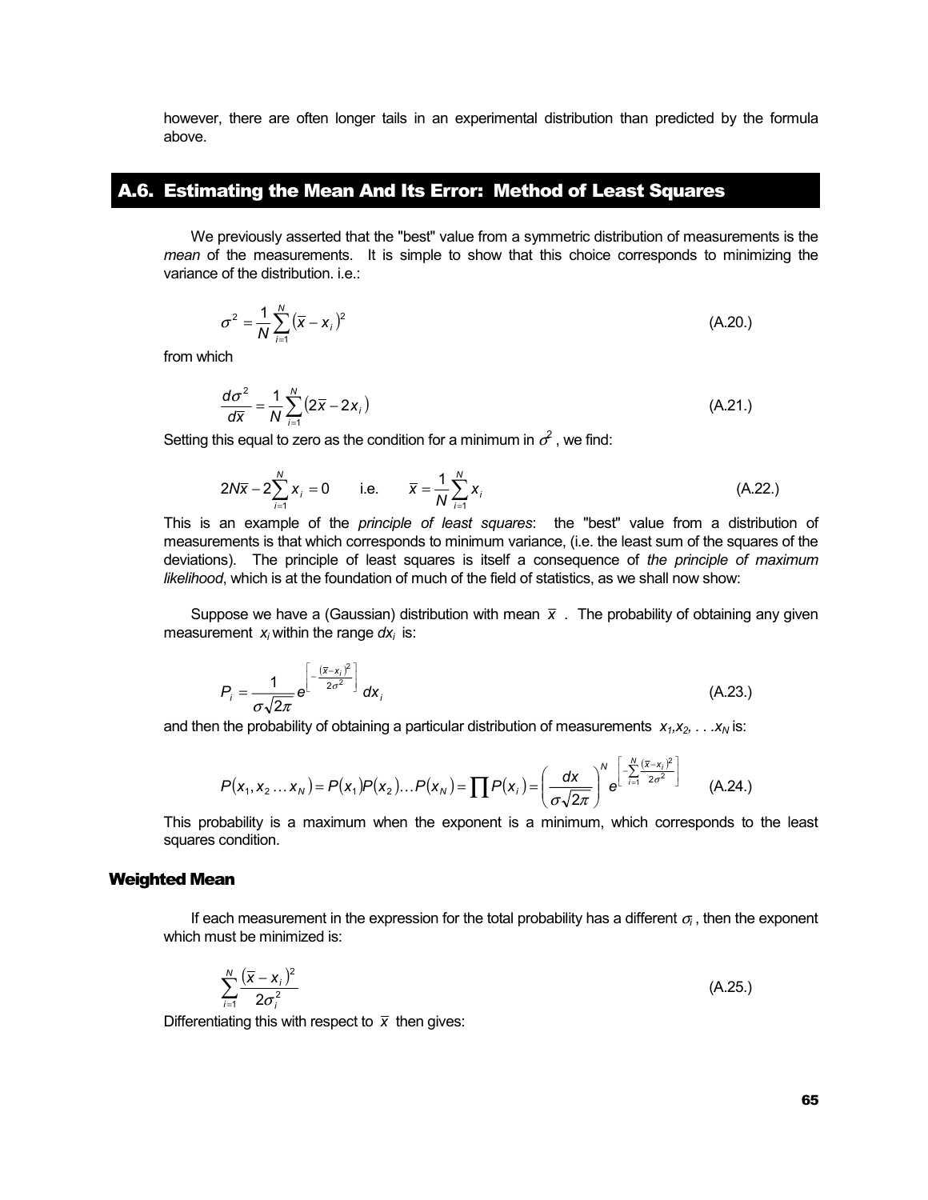however, there are often longer tails in an experimental distribution than predicted by the formula above.

## A.6. Estimating the Mean And Its Error: Method of Least Squares

We previously asserted that the "best" value from a symmetric distribution of measurements is the *mean* of the measurements. It is simple to show that this choice corresponds to minimizing the variance of the distribution. i.e.:

$$\sigma^2 = \frac{1}{N}\sum_{i=1}^{N}(\bar{x} - x_i)^2 \tag{A.20.}$$

from which

$$\frac{d\sigma^2}{d\bar{x}} = \frac{1}{N}\sum_{i=1}^{N}(2\bar{x} - 2x_i) \tag{A.21.}$$

Setting this equal to zero as the condition for a minimum in $\sigma^2$, we find:

$$2N\bar{x} - 2\sum_{i=1}^{N} x_i = 0 \qquad \text{i.e.} \qquad \bar{x} = \frac{1}{N}\sum_{i=1}^{N} x_i \tag{A.22.}$$

This is an example of the *principle of least squares*: the "best" value from a distribution of measurements is that which corresponds to minimum variance, (i.e. the least sum of the squares of the deviations). The principle of least squares is itself a consequence of *the principle of maximum likelihood*, which is at the foundation of much of the field of statistics, as we shall now show:

Suppose we have a (Gaussian) distribution with mean $\bar{x}$. The probability of obtaining any given measurement $x_i$ within the range $dx_i$ is:

$$P_i = \frac{1}{\sigma\sqrt{2\pi}} e^{\left[-\frac{(\bar{x}-x_i)^2}{2\sigma^2}\right]} dx_i \tag{A.23.}$$

and then the probability of obtaining a particular distribution of measurements $x_1, x_2, \ldots x_N$ is:

$$P(x_1, x_2 \ldots x_N) = P(x_1)P(x_2)\ldots P(x_N) = \prod P(x_i) = \left(\frac{dx}{\sigma\sqrt{2\pi}}\right)^N e^{\left[-\sum_{i=1}^{N}\frac{(\bar{x}-x_i)^2}{2\sigma^2}\right]} \tag{A.24.}$$

This probability is a maximum when the exponent is a minimum, which corresponds to the least squares condition.

### Weighted Mean

If each measurement in the expression for the total probability has a different $\sigma_i$, then the exponent which must be minimized is:

$$\sum_{i=1}^{N}\frac{(\bar{x} - x_i)^2}{2\sigma_i^2} \tag{A.25.}$$

Differentiating this with respect to $\bar{x}$ then gives: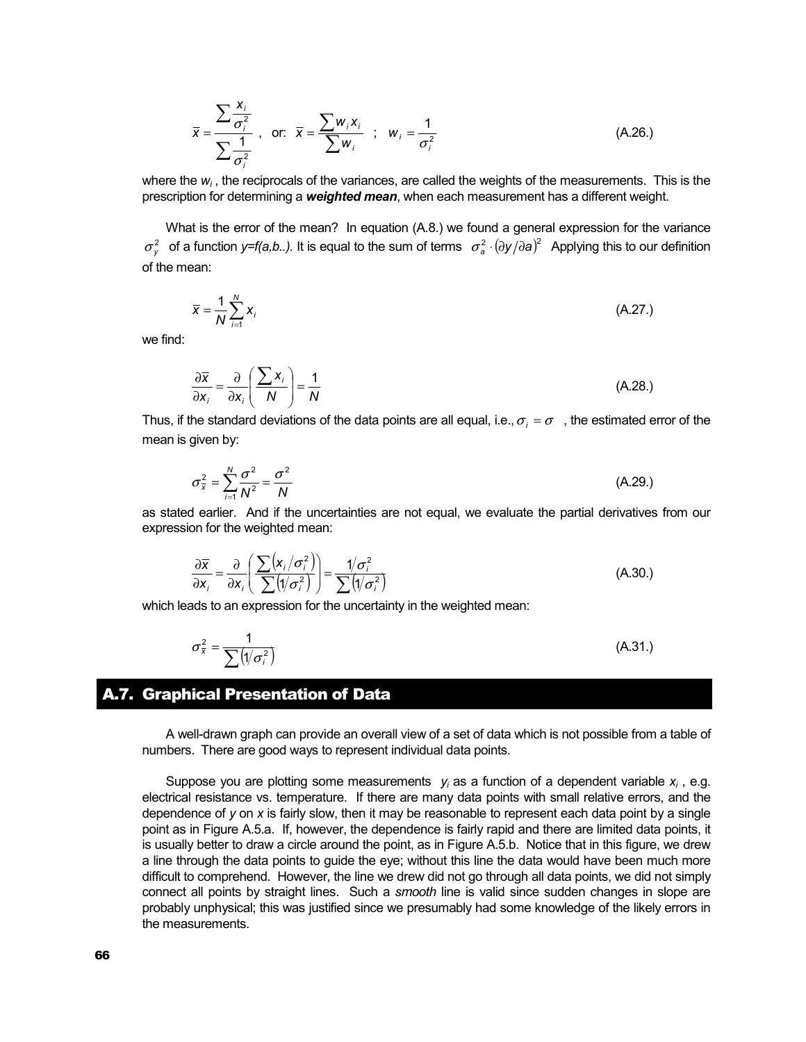$$\bar{x} = \frac{\sum \frac{x_i}{\sigma_i^2}}{\sum \frac{1}{\sigma_i^2}} \quad , \quad \text{or:} \quad \bar{x} = \frac{\sum w_i x_i}{\sum w_i} \quad ; \quad w_i = \frac{1}{\sigma_i^2} \tag{A.26.}$$

where the $w_i$, the reciprocals of the variances, are called the weights of the measurements. This is the prescription for determining a ***weighted mean***, when each measurement has a different weight.

What is the error of the mean? In equation (A.8.) we found a general expression for the variance $\sigma_y^2$ of a function *y=f(a,b..)*. It is equal to the sum of terms $\sigma_a^2 \cdot (\partial y / \partial a)^2$ Applying this to our definition of the mean:

$$\bar{x} = \frac{1}{N} \sum_{i=1}^{N} x_i \tag{A.27.}$$

we find:

$$\frac{\partial \bar{x}}{\partial x_i} = \frac{\partial}{\partial x_i} \left( \frac{\sum x_i}{N} \right) = \frac{1}{N} \tag{A.28.}$$

Thus, if the standard deviations of the data points are all equal, i.e., $\sigma_i = \sigma$, the estimated error of the mean is given by:

$$\sigma_{\bar{x}}^2 = \sum_{i=1}^{N} \frac{\sigma^2}{N^2} = \frac{\sigma^2}{N} \tag{A.29.}$$

as stated earlier. And if the uncertainties are not equal, we evaluate the partial derivatives from our expression for the weighted mean:

$$\frac{\partial \bar{x}}{\partial x_i} = \frac{\partial}{\partial x_i} \left( \frac{\sum (x_i / \sigma_i^2)}{\sum (1/\sigma_i^2)} \right) = \frac{1/\sigma_i^2}{\sum (1/\sigma_i^2)} \tag{A.30.}$$

which leads to an expression for the uncertainty in the weighted mean:

$$\sigma_{\bar{x}}^2 = \frac{1}{\sum (1/\sigma_i^2)} \tag{A.31.}$$

## A.7. Graphical Presentation of Data

A well-drawn graph can provide an overall view of a set of data which is not possible from a table of numbers. There are good ways to represent individual data points.

Suppose you are plotting some measurements $y_i$ as a function of a dependent variable $x_i$, e.g. electrical resistance vs. temperature. If there are many data points with small relative errors, and the dependence of *y* on *x* is fairly slow, then it may be reasonable to represent each data point by a single point as in Figure A.5.a. If, however, the dependence is fairly rapid and there are limited data points, it is usually better to draw a circle around the point, as in Figure A.5.b. Notice that in this figure, we drew a line through the data points to guide the eye; without this line the data would have been much more difficult to comprehend. However, the line we drew did not go through all data points, we did not simply connect all points by straight lines. Such a *smooth* line is valid since sudden changes in slope are probably unphysical; this was justified since we presumably had some knowledge of the likely errors in the measurements.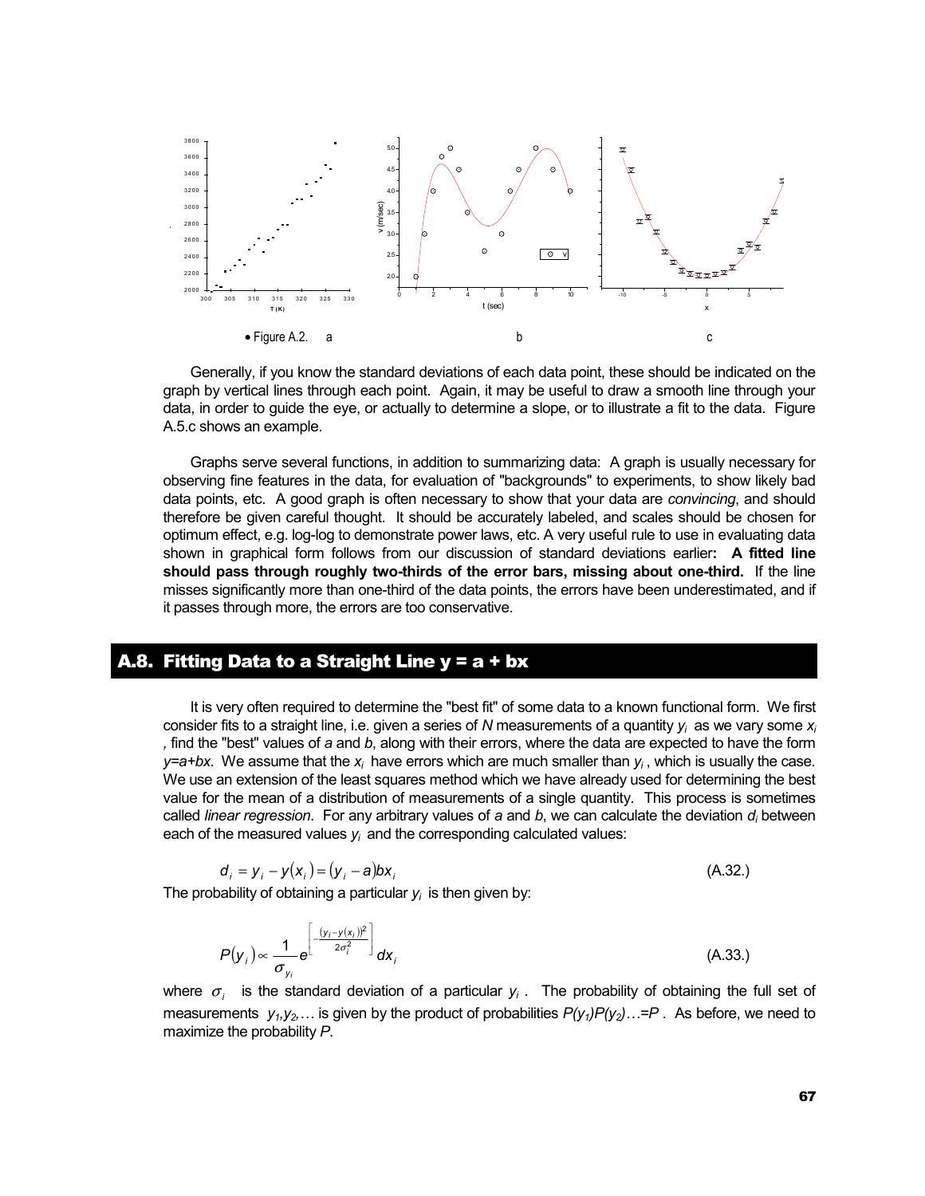• Figure A.2. a b c

Generally, if you know the standard deviations of each data point, these should be indicated on the graph by vertical lines through each point. Again, it may be useful to draw a smooth line through your data, in order to guide the eye, or actually to determine a slope, or to illustrate a fit to the data. Figure A.5.c shows an example.

Graphs serve several functions, in addition to summarizing data: A graph is usually necessary for observing fine features in the data, for evaluation of "backgrounds" to experiments, to show likely bad data points, etc. A good graph is often necessary to show that your data are *convincing*, and should therefore be given careful thought. It should be accurately labeled, and scales should be chosen for optimum effect, e.g. log-log to demonstrate power laws, etc. A very useful rule to use in evaluating data shown in graphical form follows from our discussion of standard deviations earlier**: A fitted line should pass through roughly two-thirds of the error bars, missing about one-third.** If the line misses significantly more than one-third of the data points, the errors have been underestimated, and if it passes through more, the errors are too conservative.

## A.8. Fitting Data to a Straight Line y = a + bx

It is very often required to determine the "best fit" of some data to a known functional form. We first consider fits to a straight line, i.e. given a series of $N$ measurements of a quantity $y_i$ as we vary some $x_i$ , find the "best" values of $a$ and $b$, along with their errors, where the data are expected to have the form $y=a+bx$. We assume that the $x_i$ have errors which are much smaller than $y_i$ , which is usually the case. We use an extension of the least squares method which we have already used for determining the best value for the mean of a distribution of measurements of a single quantity. This process is sometimes called *linear regression*. For any arbitrary values of $a$ and $b$, we can calculate the deviation $d_i$ between each of the measured values $y_i$ and the corresponding calculated values:

$$d_i = y_i - y(x_i) = (y_i - a)bx_i \tag{A.32.}$$

The probability of obtaining a particular $y_i$ is then given by:

$$P(y_i) \propto \frac{1}{\sigma_{y_i}} e^{\left[-\frac{(y_i - y(x_i))^2}{2\sigma_i^2}\right]} dx_i \tag{A.33.}$$

where $\sigma_i$ is the standard deviation of a particular $y_i$ . The probability of obtaining the full set of measurements $y_1, y_2, \ldots$ is given by the product of probabilities $P(y_1)P(y_2)\ldots = P$ . As before, we need to maximize the probability $P$.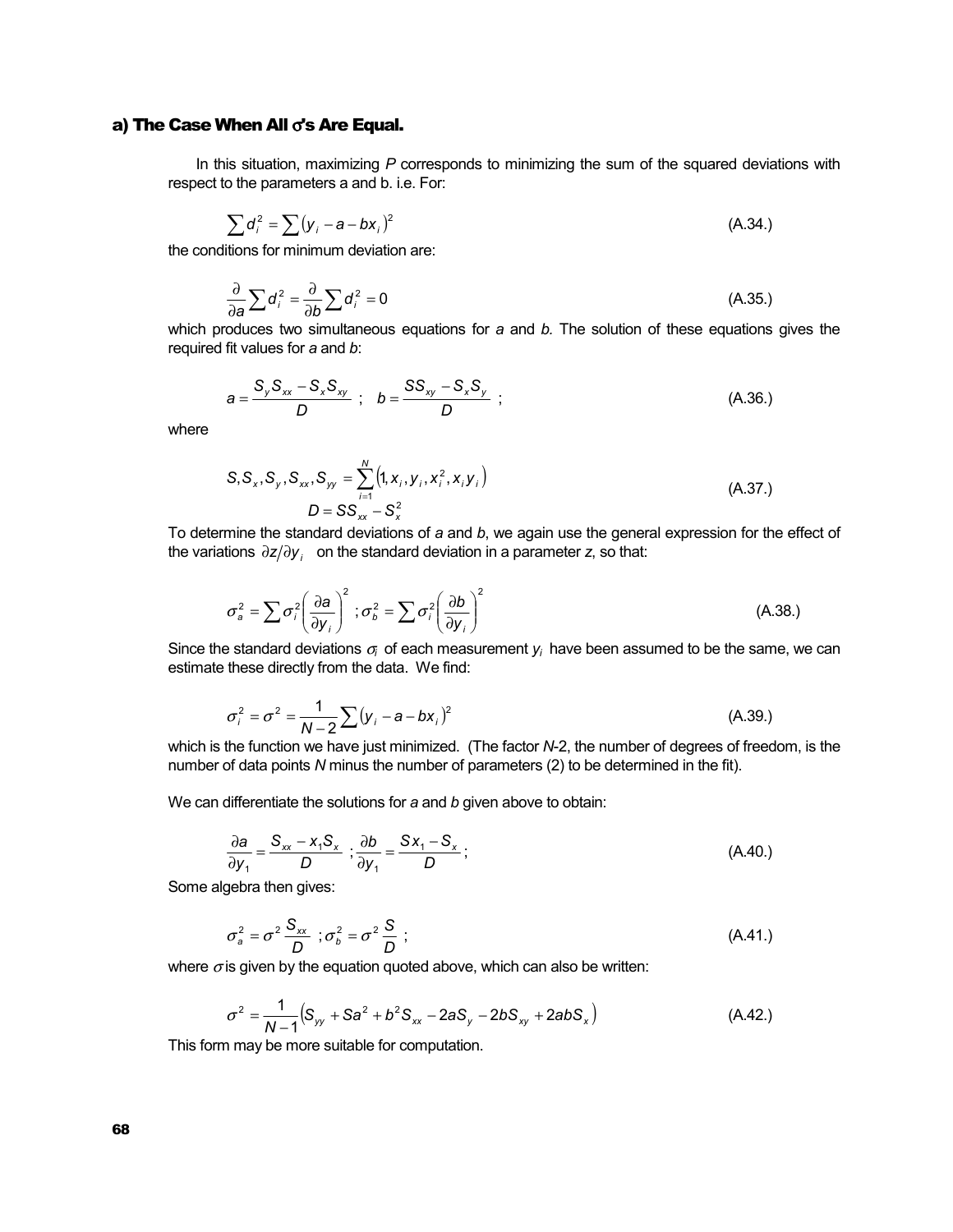### a) The Case When All $\sigma$'s Are Equal.

In this situation, maximizing *P* corresponds to minimizing the sum of the squared deviations with respect to the parameters a and b. i.e. For:

$$\sum d_i^2 = \sum (y_i - a - bx_i)^2 \tag{A.34.}$$

the conditions for minimum deviation are:

$$\frac{\partial}{\partial a}\sum d_i^2 = \frac{\partial}{\partial b}\sum d_i^2 = 0 \tag{A.35.}$$

which produces two simultaneous equations for *a* and *b*. The solution of these equations gives the required fit values for *a* and *b*:

$$a = \frac{S_y S_{xx} - S_x S_{xy}}{D} \; ; \quad b = \frac{S S_{xy} - S_x S_y}{D} \; ; \tag{A.36.}$$

where

$$S, S_x, S_y, S_{xx}, S_{yy} = \sum_{i=1}^{N} \left(1, x_i, y_i, x_i^2, x_i y_i\right)$$
$$D = S S_{xx} - S_x^2 \tag{A.37.}$$

To determine the standard deviations of *a* and *b*, we again use the general expression for the effect of the variations $\partial z / \partial y_i$ on the standard deviation in a parameter *z*, so that:

$$\sigma_a^2 = \sum \sigma_i^2 \left(\frac{\partial a}{\partial y_i}\right)^2 \; ; \sigma_b^2 = \sum \sigma_i^2 \left(\frac{\partial b}{\partial y_i}\right)^2 \tag{A.38.}$$

Since the standard deviations $\sigma_i$ of each measurement $y_i$ have been assumed to be the same, we can estimate these directly from the data. We find:

$$\sigma_i^2 = \sigma^2 = \frac{1}{N-2}\sum (y_i - a - bx_i)^2 \tag{A.39.}$$

which is the function we have just minimized. (The factor *N*-2, the number of degrees of freedom, is the number of data points *N* minus the number of parameters (2) to be determined in the fit).

We can differentiate the solutions for *a* and *b* given above to obtain:

$$\frac{\partial a}{\partial y_1} = \frac{S_{xx} - x_1 S_x}{D} \; ; \frac{\partial b}{\partial y_1} = \frac{S x_1 - S_x}{D} \; ; \tag{A.40.}$$

Some algebra then gives:

$$\sigma_a^2 = \sigma^2 \frac{S_{xx}}{D} \; ; \sigma_b^2 = \sigma^2 \frac{S}{D} \; ; \tag{A.41.}$$

where $\sigma$ is given by the equation quoted above, which can also be written:

$$\sigma^2 = \frac{1}{N-1}\left(S_{yy} + Sa^2 + b^2 S_{xx} - 2aS_y - 2bS_{xy} + 2abS_x\right) \tag{A.42.}$$

This form may be more suitable for computation.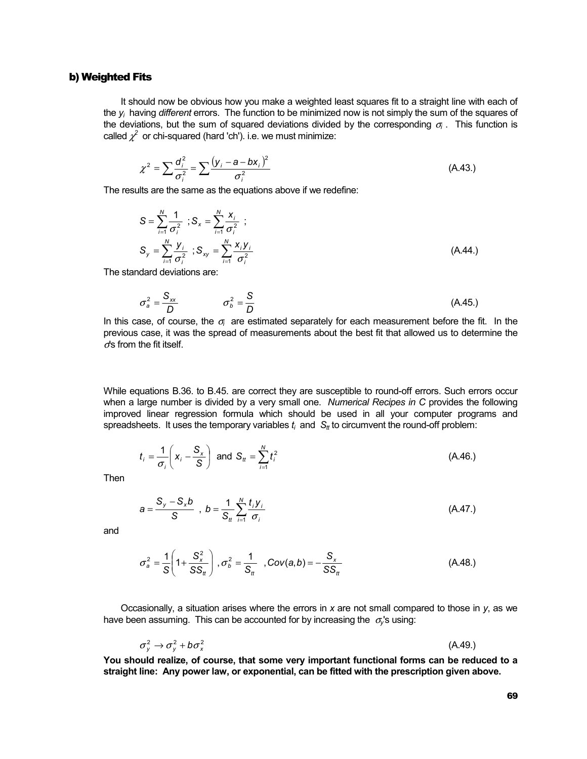### b) Weighted Fits

It should now be obvious how you make a weighted least squares fit to a straight line with each of the $y_i$ having *different* errors. The function to be minimized now is not simply the sum of the squares of the deviations, but the sum of squared deviations divided by the corresponding $\sigma_i$ . This function is called $\chi^2$ or chi-squared (hard 'ch'). i.e. we must minimize:

$$\chi^2 = \sum \frac{d_i^2}{\sigma_i^2} = \sum \frac{(y_i - a - bx_i)^2}{\sigma_i^2} \tag{A.43.}$$

The results are the same as the equations above if we redefine:

$$S = \sum_{i=1}^{N} \frac{1}{\sigma_i^2} \; ; S_x = \sum_{i=1}^{N} \frac{x_i}{\sigma_i^2} \; ;$$

$$S_y = \sum_{i=1}^{N} \frac{y_i}{\sigma_i^2} \; ; S_{xy} = \sum_{i=1}^{N} \frac{x_i y_i}{\sigma_i^2} \tag{A.44.}$$

The standard deviations are:

$$\sigma_a^2 = \frac{S_{xx}}{D} \qquad \sigma_b^2 = \frac{S}{D} \tag{A.45.}$$

In this case, of course, the $\sigma_i$ are estimated separately for each measurement before the fit. In the previous case, it was the spread of measurements about the best fit that allowed us to determine the $\sigma$'s from the fit itself.

While equations B.36. to B.45. are correct they are susceptible to round-off errors. Such errors occur when a large number is divided by a very small one. *Numerical Recipes in C* provides the following improved linear regression formula which should be used in all your computer programs and spreadsheets. It uses the temporary variables $t_i$ and $S_{tt}$ to circumvent the round-off problem:

$$t_i = \frac{1}{\sigma_i}\left( x_i - \frac{S_x}{S} \right) \text{ and } S_{tt} = \sum_{i=1}^{N} t_i^2 \tag{A.46.}$$

Then

$$a = \frac{S_y - S_x b}{S} \;,\; b = \frac{1}{S_{tt}} \sum_{i=1}^{N} \frac{t_i y_i}{\sigma_i} \tag{A.47.}$$

and

$$\sigma_a^2 = \frac{1}{S}\left( 1 + \frac{S_x^2}{S S_{tt}} \right) , \sigma_b^2 = \frac{1}{S_{tt}} \;, Cov(a,b) = -\frac{S_x}{S S_{tt}} \tag{A.48.}$$

Occasionally, a situation arises where the errors in $x$ are not small compared to those in $y$, as we have been assuming. This can be accounted for by increasing the $\sigma_y$'s using:

$$\sigma_y^2 \rightarrow \sigma_y^2 + b\sigma_x^2 \tag{A.49.}$$

**You should realize, of course, that some very important functional forms can be reduced to a straight line: Any power law, or exponential, can be fitted with the prescription given above.**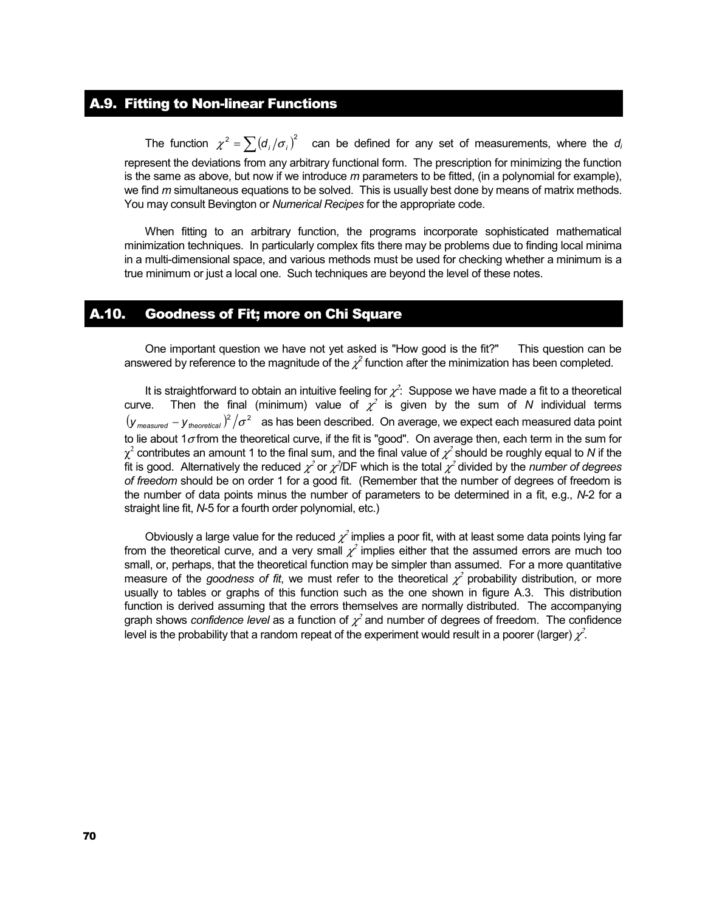## A.9. Fitting to Non-linear Functions

The function $\chi^2 = \sum (d_i/\sigma_i)^2$ can be defined for any set of measurements, where the $d_i$ represent the deviations from any arbitrary functional form. The prescription for minimizing the function is the same as above, but now if we introduce *m* parameters to be fitted, (in a polynomial for example), we find *m* simultaneous equations to be solved. This is usually best done by means of matrix methods. You may consult Bevington or *Numerical Recipes* for the appropriate code.

When fitting to an arbitrary function, the programs incorporate sophisticated mathematical minimization techniques. In particularly complex fits there may be problems due to finding local minima in a multi-dimensional space, and various methods must be used for checking whether a minimum is a true minimum or just a local one. Such techniques are beyond the level of these notes.

## A.10. Goodness of Fit; more on Chi Square

One important question we have not yet asked is "How good is the fit?" This question can be answered by reference to the magnitude of the $\chi^2$ function after the minimization has been completed.

It is straightforward to obtain an intuitive feeling for $\chi^2$: Suppose we have made a fit to a theoretical curve. Then the final (minimum) value of $\chi^2$ is given by the sum of *N* individual terms $(y_{measured} - y_{theoretical})^2/\sigma^2$ as has been described. On average, we expect each measured data point to lie about $1\sigma$ from the theoretical curve, if the fit is "good". On average then, each term in the sum for $\chi^2$ contributes an amount 1 to the final sum, and the final value of $\chi^2$ should be roughly equal to *N* if the fit is good. Alternatively the reduced $\chi^2$ or $\chi^2$/DF which is the total $\chi^2$ divided by the *number of degrees of freedom* should be on order 1 for a good fit. (Remember that the number of degrees of freedom is the number of data points minus the number of parameters to be determined in a fit, e.g., *N*-2 for a straight line fit, *N*-5 for a fourth order polynomial, etc.)

Obviously a large value for the reduced $\chi^2$ implies a poor fit, with at least some data points lying far from the theoretical curve, and a very small $\chi^2$ implies either that the assumed errors are much too small, or, perhaps, that the theoretical function may be simpler than assumed. For a more quantitative measure of the *goodness of fit*, we must refer to the theoretical $\chi^2$ probability distribution, or more usually to tables or graphs of this function such as the one shown in figure A.3. This distribution function is derived assuming that the errors themselves are normally distributed. The accompanying graph shows *confidence level* as a function of $\chi^2$ and number of degrees of freedom. The confidence level is the probability that a random repeat of the experiment would result in a poorer (larger) $\chi^2$.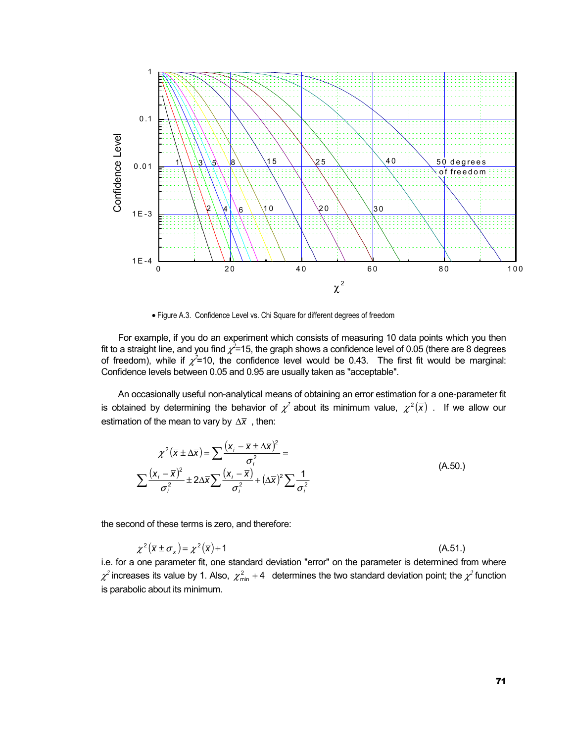• Figure A.3. Confidence Level vs. Chi Square for different degrees of freedom

For example, if you do an experiment which consists of measuring 10 data points which you then fit to a straight line, and you find $\chi^2$=15, the graph shows a confidence level of 0.05 (there are 8 degrees of freedom), while if $\chi^2$=10, the confidence level would be 0.43. The first fit would be marginal: Confidence levels between 0.05 and 0.95 are usually taken as "acceptable".

An occasionally useful non-analytical means of obtaining an error estimation for a one-parameter fit is obtained by determining the behavior of $\chi^2$ about its minimum value, $\chi^2(\bar{x})$. If we allow our estimation of the mean to vary by $\Delta\bar{x}$, then:

$$\chi^2(\bar{x} \pm \Delta\bar{x}) = \sum \frac{(x_i - \bar{x} \pm \Delta\bar{x})^2}{\sigma_i^2} =$$
$$\sum \frac{(x_i - \bar{x})^2}{\sigma_i^2} \pm 2\Delta\bar{x} \sum \frac{(x_i - \bar{x})}{\sigma_i^2} + (\Delta\bar{x})^2 \sum \frac{1}{\sigma_i^2} \tag{A.50.}$$

the second of these terms is zero, and therefore:

$$\chi^2(\bar{x} \pm \sigma_x) = \chi^2(\bar{x}) + 1 \tag{A.51.}$$

i.e. for a one parameter fit, one standard deviation "error" on the parameter is determined from where $\chi^2$ increases its value by 1. Also, $\chi^2_{\min} + 4$ determines the two standard deviation point; the $\chi^2$ function is parabolic about its minimum.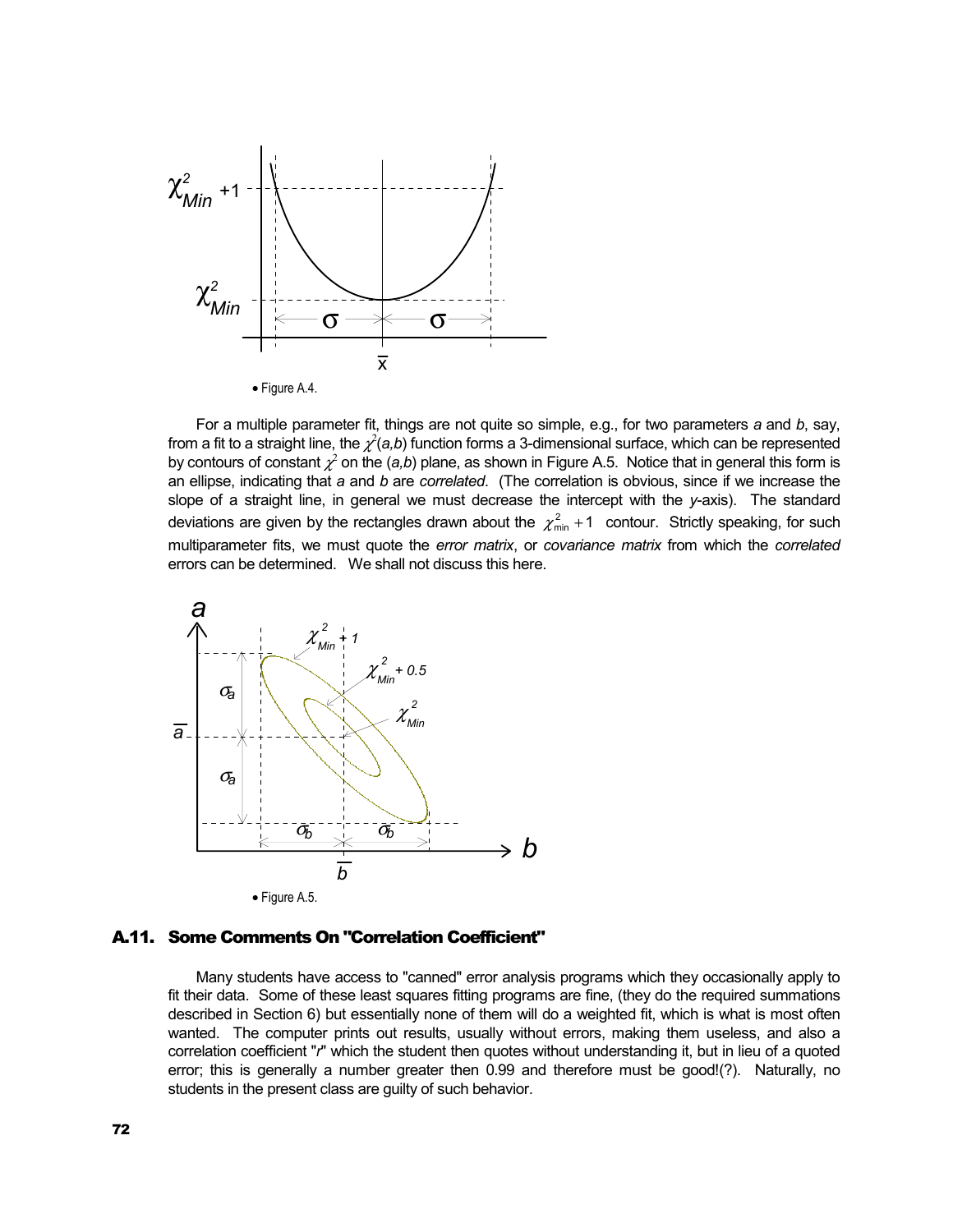• Figure A.4.

For a multiple parameter fit, things are not quite so simple, e.g., for two parameters *a* and *b*, say, from a fit to a straight line, the $\chi^2(a,b)$ function forms a 3-dimensional surface, which can be represented by contours of constant $\chi^2$ on the (*a,b*) plane, as shown in Figure A.5. Notice that in general this form is an ellipse, indicating that *a* and *b* are *correlated*. (The correlation is obvious, since if we increase the slope of a straight line, in general we must decrease the intercept with the *y*-axis). The standard deviations are given by the rectangles drawn about the $\chi^2_{\min}+1$ contour. Strictly speaking, for such multiparameter fits, we must quote the *error matrix*, or *covariance matrix* from which the *correlated* errors can be determined. We shall not discuss this here.

• Figure A.5.

## A.11. Some Comments On "Correlation Coefficient"

Many students have access to "canned" error analysis programs which they occasionally apply to fit their data. Some of these least squares fitting programs are fine, (they do the required summations described in Section 6) but essentially none of them will do a weighted fit, which is what is most often wanted. The computer prints out results, usually without errors, making them useless, and also a correlation coefficient "*r*" which the student then quotes without understanding it, but in lieu of a quoted error; this is generally a number greater then 0.99 and therefore must be good!(?). Naturally, no students in the present class are guilty of such behavior.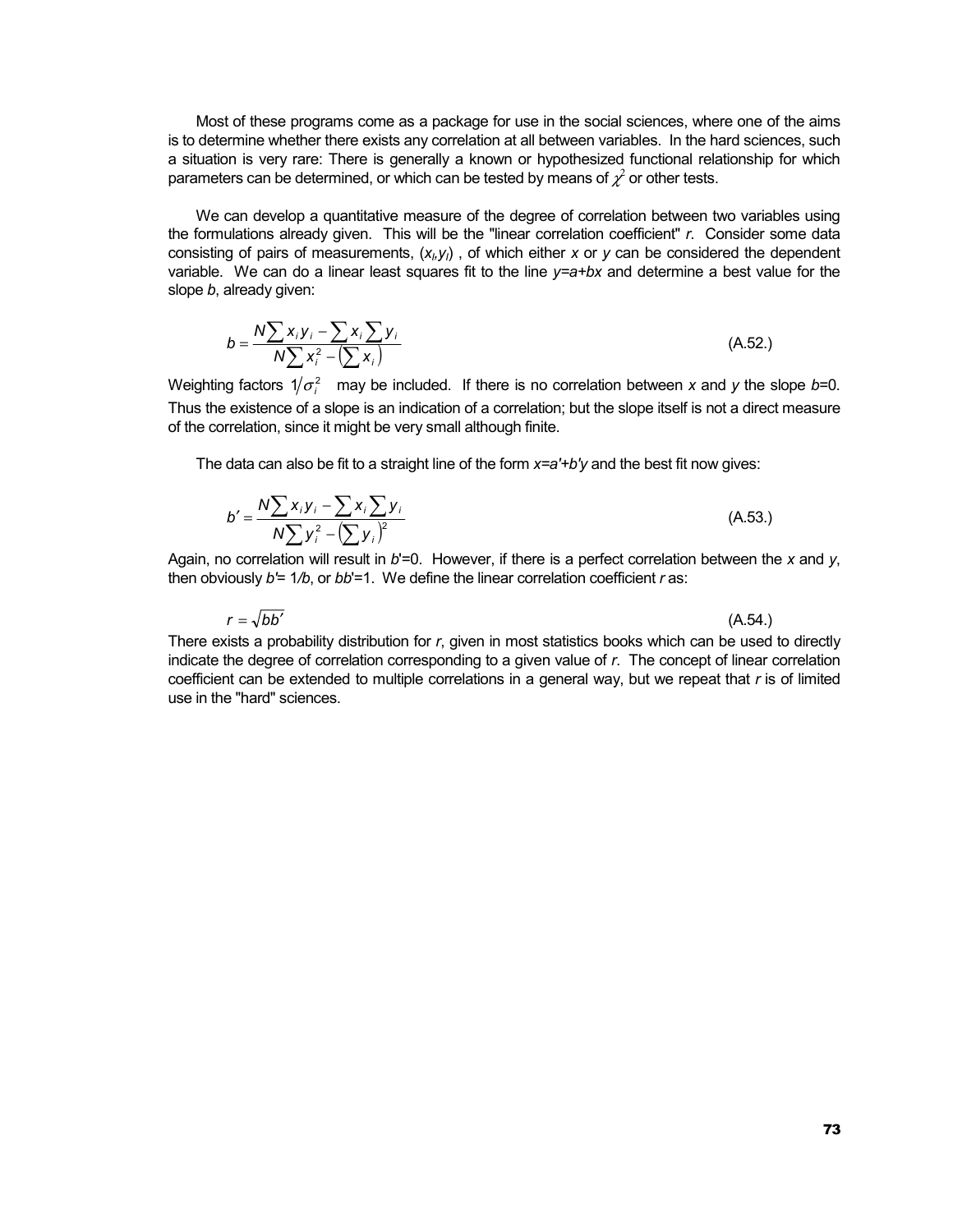Most of these programs come as a package for use in the social sciences, where one of the aims is to determine whether there exists any correlation at all between variables. In the hard sciences, such a situation is very rare: There is generally a known or hypothesized functional relationship for which parameters can be determined, or which can be tested by means of $\chi^2$ or other tests.

We can develop a quantitative measure of the degree of correlation between two variables using the formulations already given. This will be the "linear correlation coefficient" *r*. Consider some data consisting of pairs of measurements, $(x_i, y_i)$ , of which either *x* or *y* can be considered the dependent variable. We can do a linear least squares fit to the line $y=a+bx$ and determine a best value for the slope *b*, already given:

$$b = \frac{N\sum x_i y_i - \sum x_i \sum y_i}{N\sum x_i^2 - \left(\sum x_i\right)} \tag{A.52.}$$

Weighting factors $1/\sigma_i^2$ may be included. If there is no correlation between *x* and *y* the slope $b=0$. Thus the existence of a slope is an indication of a correlation; but the slope itself is not a direct measure of the correlation, since it might be very small although finite.

The data can also be fit to a straight line of the form $x=a'+b'y$ and the best fit now gives:

$$b' = \frac{N\sum x_i y_i - \sum x_i \sum y_i}{N\sum y_i^2 - \left(\sum y_i\right)^2} \tag{A.53.}$$

Again, no correlation will result in $b'=0$. However, if there is a perfect correlation between the *x* and *y*, then obviously $b'= 1/b$, or $bb'=1$. We define the linear correlation coefficient *r* as:

$$r = \sqrt{bb'} \tag{A.54.}$$

There exists a probability distribution for *r*, given in most statistics books which can be used to directly indicate the degree of correlation corresponding to a given value of *r*. The concept of linear correlation coefficient can be extended to multiple correlations in a general way, but we repeat that *r* is of limited use in the "hard" sciences.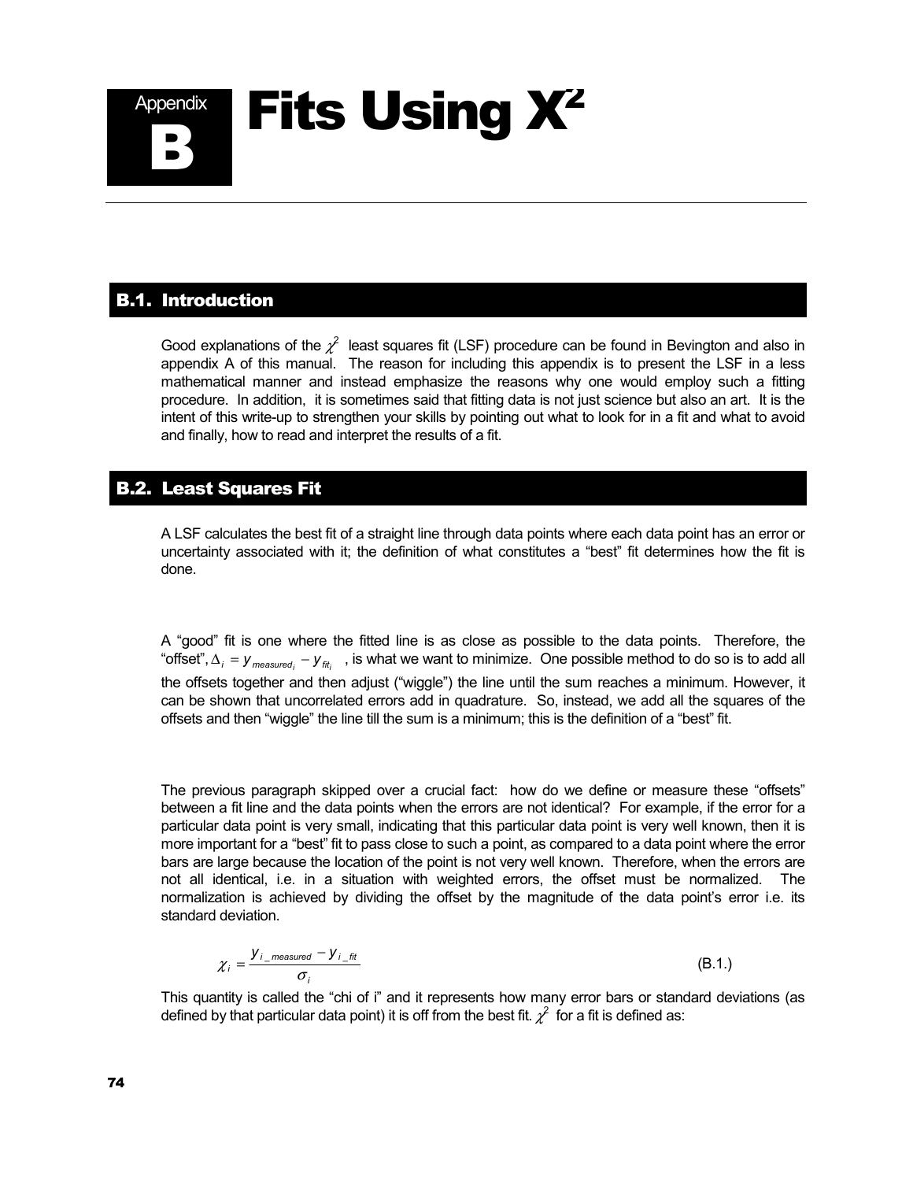# Appendix B Fits Using $\chi^2$

## B.1. Introduction

Good explanations of the $\chi^2$ least squares fit (LSF) procedure can be found in Bevington and also in appendix A of this manual. The reason for including this appendix is to present the LSF in a less mathematical manner and instead emphasize the reasons why one would employ such a fitting procedure. In addition, it is sometimes said that fitting data is not just science but also an art. It is the intent of this write-up to strengthen your skills by pointing out what to look for in a fit and what to avoid and finally, how to read and interpret the results of a fit.

## B.2. Least Squares Fit

A LSF calculates the best fit of a straight line through data points where each data point has an error or uncertainty associated with it; the definition of what constitutes a "best" fit determines how the fit is done.

A "good" fit is one where the fitted line is as close as possible to the data points. Therefore, the "offset", $\Delta_i = y_{measured_i} - y_{fit_i}$, is what we want to minimize. One possible method to do so is to add all the offsets together and then adjust ("wiggle") the line until the sum reaches a minimum. However, it can be shown that uncorrelated errors add in quadrature. So, instead, we add all the squares of the offsets and then "wiggle" the line till the sum is a minimum; this is the definition of a "best" fit.

The previous paragraph skipped over a crucial fact: how do we define or measure these "offsets" between a fit line and the data points when the errors are not identical? For example, if the error for a particular data point is very small, indicating that this particular data point is very well known, then it is more important for a "best" fit to pass close to such a point, as compared to a data point where the error bars are large because the location of the point is not very well known. Therefore, when the errors are not all identical, i.e. in a situation with weighted errors, the offset must be normalized. The normalization is achieved by dividing the offset by the magnitude of the data point's error i.e. its standard deviation.

$$\chi_i = \frac{y_{i\_measured} - y_{i\_fit}}{\sigma_i} \tag{B.1.}$$

This quantity is called the "chi of i" and it represents how many error bars or standard deviations (as defined by that particular data point) it is off from the best fit. $\chi^2$ for a fit is defined as: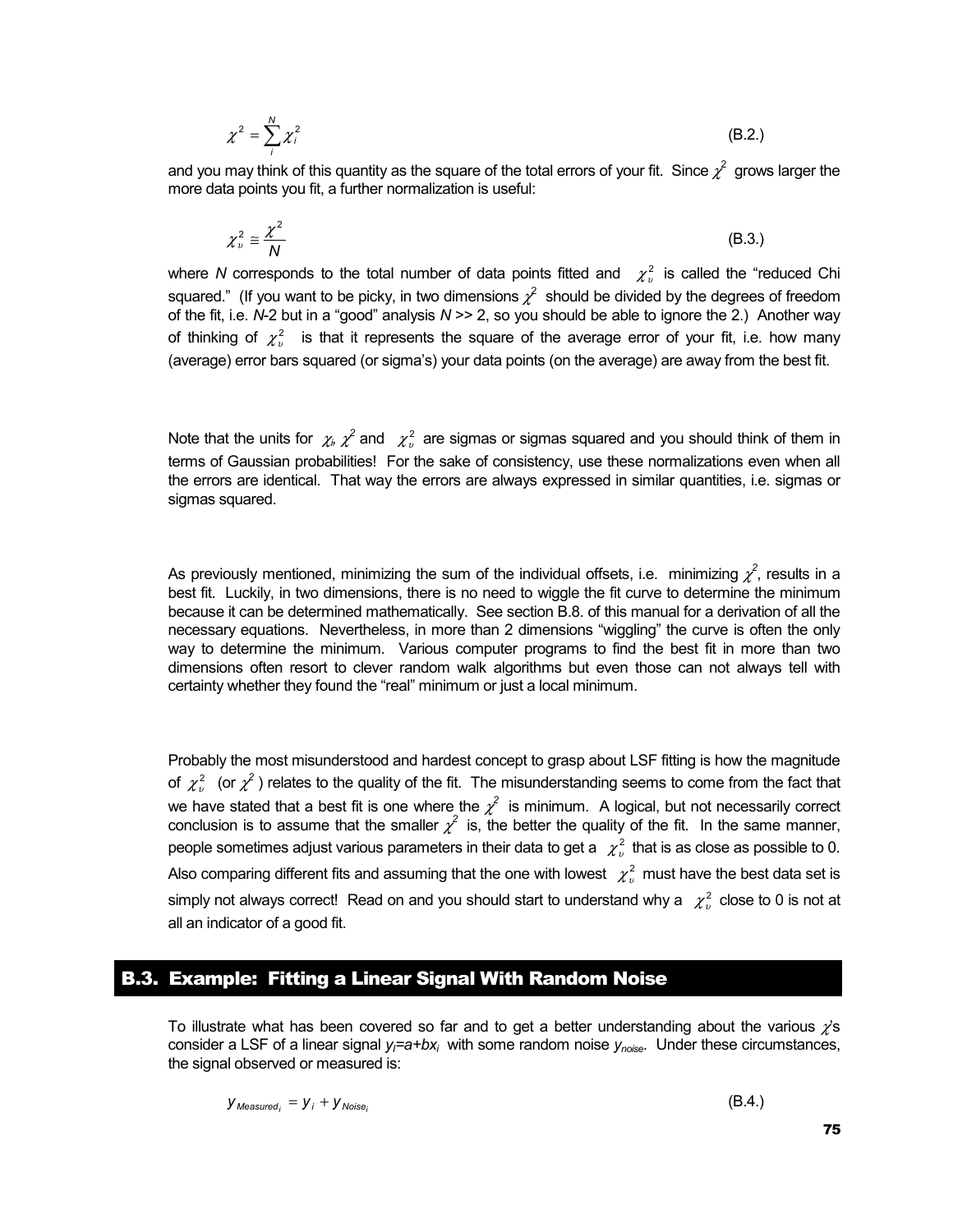$$\chi^2 = \sum_i^N \chi_i^2 \tag{B.2.}$$

and you may think of this quantity as the square of the total errors of your fit. Since $\chi^2$ grows larger the more data points you fit, a further normalization is useful:

$$\chi_\upsilon^2 \cong \frac{\chi^2}{N} \tag{B.3.}$$

where $N$ corresponds to the total number of data points fitted and $\chi_\upsilon^2$ is called the "reduced Chi squared." (If you want to be picky, in two dimensions $\chi^2$ should be divided by the degrees of freedom of the fit, i.e. $N$-2 but in a "good" analysis $N$ >> 2, so you should be able to ignore the 2.) Another way of thinking of $\chi_\upsilon^2$ is that it represents the square of the average error of your fit, i.e. how many (average) error bars squared (or sigma's) your data points (on the average) are away from the best fit.

Note that the units for $\chi_i$, $\chi^2$ and $\chi_\upsilon^2$ are sigmas or sigmas squared and you should think of them in terms of Gaussian probabilities! For the sake of consistency, use these normalizations even when all the errors are identical. That way the errors are always expressed in similar quantities, i.e. sigmas or sigmas squared.

As previously mentioned, minimizing the sum of the individual offsets, i.e. minimizing $\chi^2$, results in a best fit. Luckily, in two dimensions, there is no need to wiggle the fit curve to determine the minimum because it can be determined mathematically. See section B.8. of this manual for a derivation of all the necessary equations. Nevertheless, in more than 2 dimensions "wiggling" the curve is often the only way to determine the minimum. Various computer programs to find the best fit in more than two dimensions often resort to clever random walk algorithms but even those can not always tell with certainty whether they found the "real" minimum or just a local minimum.

Probably the most misunderstood and hardest concept to grasp about LSF fitting is how the magnitude of $\chi_\upsilon^2$ (or $\chi^2$) relates to the quality of the fit. The misunderstanding seems to come from the fact that we have stated that a best fit is one where the $\chi^2$ is minimum. A logical, but not necessarily correct conclusion is to assume that the smaller $\chi^2$ is, the better the quality of the fit. In the same manner, people sometimes adjust various parameters in their data to get a $\chi_\upsilon^2$ that is as close as possible to 0. Also comparing different fits and assuming that the one with lowest $\chi_\upsilon^2$ must have the best data set is simply not always correct! Read on and you should start to understand why a $\chi_\upsilon^2$ close to 0 is not at all an indicator of a good fit.

## B.3. Example: Fitting a Linear Signal With Random Noise

To illustrate what has been covered so far and to get a better understanding about the various $\chi$'s consider a LSF of a linear signal $y_i$=$a$+$bx_i$ with some random noise $y_{noise}$. Under these circumstances, the signal observed or measured is:

$$y_{Measured_i} = y_i + y_{Noise_i} \tag{B.4.}$$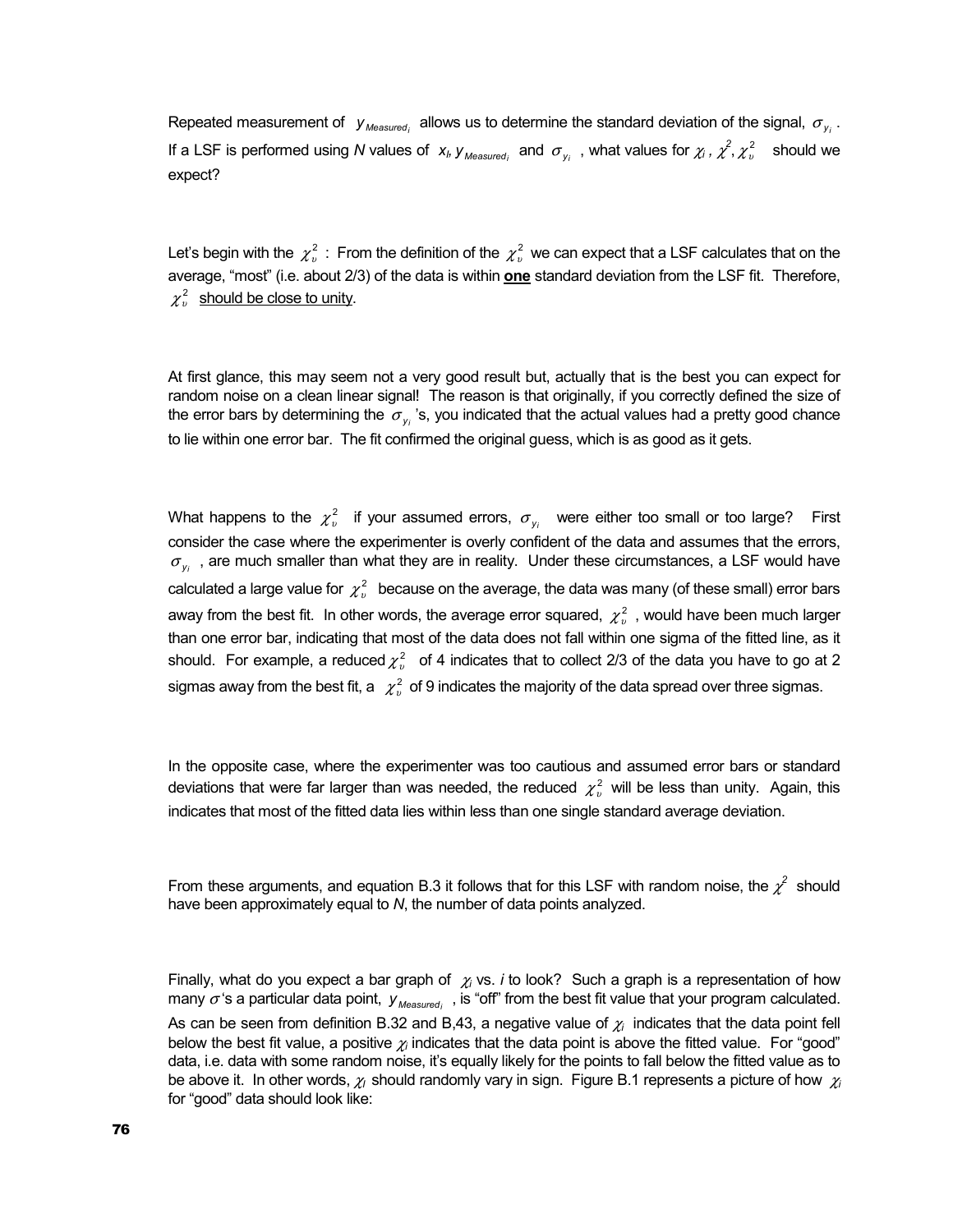Repeated measurement of $y_{Measured_i}$ allows us to determine the standard deviation of the signal, $\sigma_{y_i}$. If a LSF is performed using *N* values of $x_i$, $y_{Measured_i}$ and $\sigma_{y_i}$, what values for $\chi_i$, $\chi^2$, $\chi^2_\nu$ should we expect?

Let's begin with the $\chi^2_\nu$: From the definition of the $\chi^2_\nu$ we can expect that a LSF calculates that on the average, "most" (i.e. about 2/3) of the data is within **one** standard deviation from the LSF fit. Therefore, $\chi^2_\nu$ should be close to unity.

At first glance, this may seem not a very good result but, actually that is the best you can expect for random noise on a clean linear signal! The reason is that originally, if you correctly defined the size of the error bars by determining the $\sigma_{y_i}$'s, you indicated that the actual values had a pretty good chance to lie within one error bar. The fit confirmed the original guess, which is as good as it gets.

What happens to the $\chi^2_\nu$ if your assumed errors, $\sigma_{y_i}$ were either too small or too large? First consider the case where the experimenter is overly confident of the data and assumes that the errors, $\sigma_{y_i}$, are much smaller than what they are in reality. Under these circumstances, a LSF would have calculated a large value for $\chi^2_\nu$ because on the average, the data was many (of these small) error bars away from the best fit. In other words, the average error squared, $\chi^2_\nu$, would have been much larger than one error bar, indicating that most of the data does not fall within one sigma of the fitted line, as it should. For example, a reduced $\chi^2_\nu$ of 4 indicates that to collect 2/3 of the data you have to go at 2 sigmas away from the best fit, a $\chi^2_\nu$ of 9 indicates the majority of the data spread over three sigmas.

In the opposite case, where the experimenter was too cautious and assumed error bars or standard deviations that were far larger than was needed, the reduced $\chi^2_\nu$ will be less than unity. Again, this indicates that most of the fitted data lies within less than one single standard average deviation.

From these arguments, and equation B.3 it follows that for this LSF with random noise, the $\chi^2$ should have been approximately equal to *N*, the number of data points analyzed.

Finally, what do you expect a bar graph of $\chi_i$ vs. *i* to look? Such a graph is a representation of how many $\sigma$'s a particular data point, $y_{Measured_i}$, is "off" from the best fit value that your program calculated. As can be seen from definition B.32 and B,43, a negative value of $\chi_i$ indicates that the data point fell below the best fit value, a positive $\chi_i$ indicates that the data point is above the fitted value. For "good" data, i.e. data with some random noise, it's equally likely for the points to fall below the fitted value as to be above it. In other words, $\chi_i$ should randomly vary in sign. Figure B.1 represents a picture of how $\chi_i$ for "good" data should look like: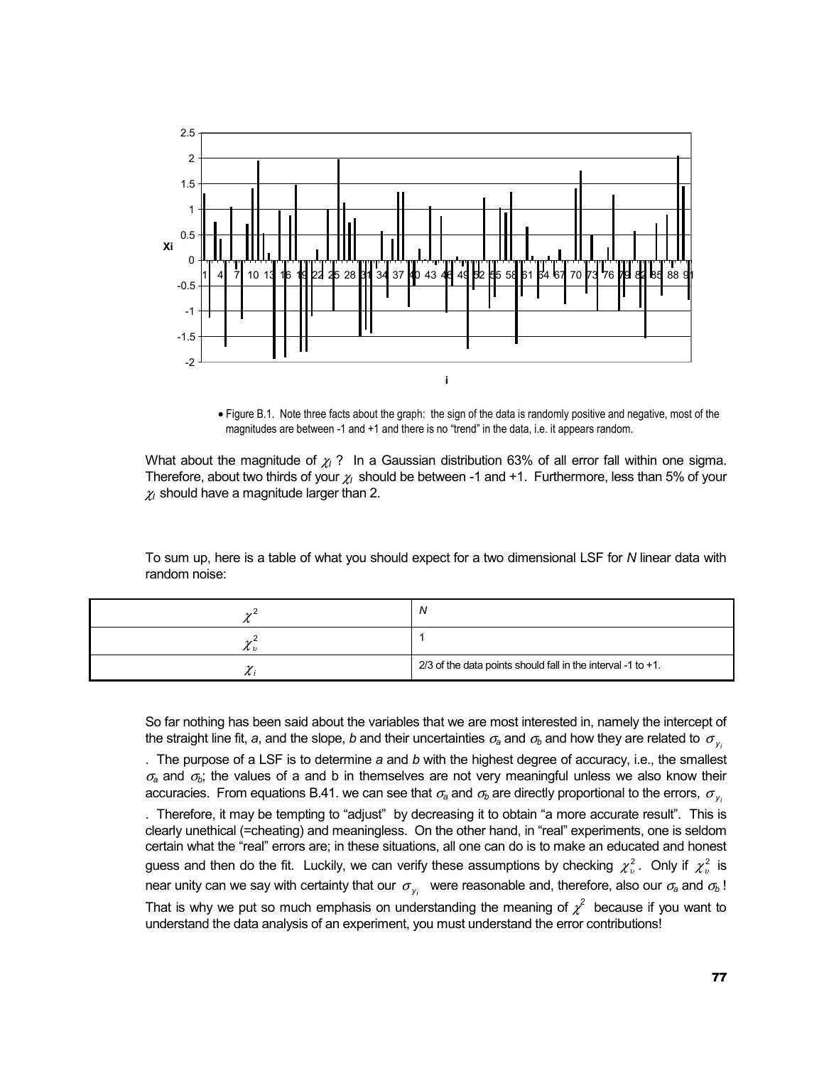• Figure B.1. Note three facts about the graph: the sign of the data is randomly positive and negative, most of the magnitudes are between -1 and +1 and there is no "trend" in the data, i.e. it appears random.

What about the magnitude of $\chi_I$ ? In a Gaussian distribution 63% of all error fall within one sigma. Therefore, about two thirds of your $\chi_I$ should be between -1 and +1. Furthermore, less than 5% of your $\chi_I$ should have a magnitude larger than 2.

To sum up, here is a table of what you should expect for a two dimensional LSF for *N* linear data with random noise:

| | |
|---|---|
| $\chi^2$ | *N* |
| $\chi^2_\nu$ | 1 |
| $\chi_i$ | 2/3 of the data points should fall in the interval -1 to +1. |

So far nothing has been said about the variables that we are most interested in, namely the intercept of the straight line fit, *a*, and the slope, *b* and their uncertainties $\sigma_a$ and $\sigma_b$ and how they are related to $\sigma_{y_i}$. The purpose of a LSF is to determine *a* and *b* with the highest degree of accuracy, i.e., the smallest $\sigma_a$ and $\sigma_b$; the values of a and b in themselves are not very meaningful unless we also know their accuracies. From equations B.41. we can see that $\sigma_a$ and $\sigma_b$ are directly proportional to the errors, $\sigma_{y_i}$. Therefore, it may be tempting to "adjust" by decreasing it to obtain "a more accurate result". This is clearly unethical (=cheating) and meaningless. On the other hand, in "real" experiments, one is seldom certain what the "real" errors are; in these situations, all one can do is to make an educated and honest guess and then do the fit. Luckily, we can verify these assumptions by checking $\chi^2_\nu$. Only if $\chi^2_\nu$ is near unity can we say with certainty that our $\sigma_{y_i}$ were reasonable and, therefore, also our $\sigma_a$ and $\sigma_b$ ! That is why we put so much emphasis on understanding the meaning of $\chi^2$ because if you want to understand the data analysis of an experiment, you must understand the error contributions!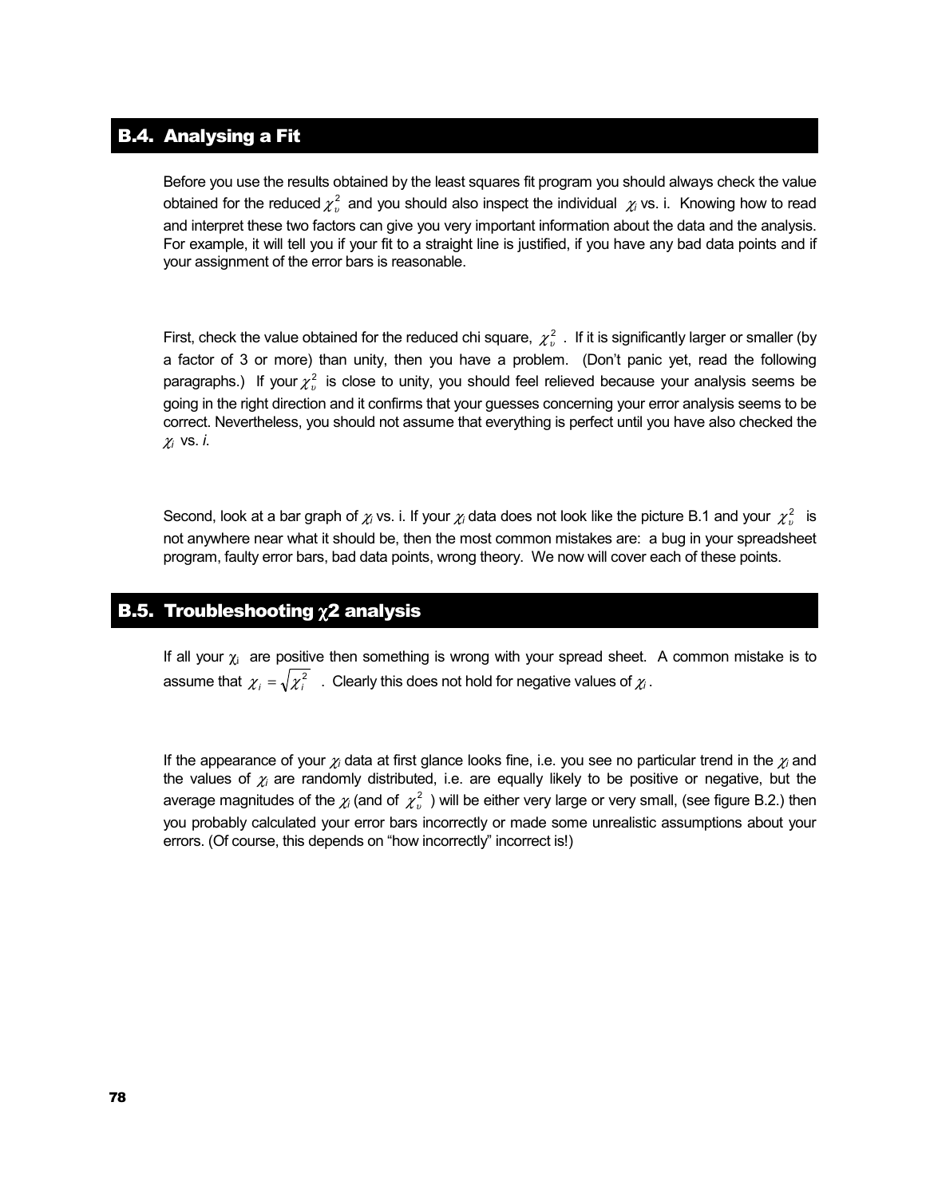## B.4. Analysing a Fit

Before you use the results obtained by the least squares fit program you should always check the value obtained for the reduced $\chi^2_\nu$ and you should also inspect the individual $\chi_i$ vs. i. Knowing how to read and interpret these two factors can give you very important information about the data and the analysis. For example, it will tell you if your fit to a straight line is justified, if you have any bad data points and if your assignment of the error bars is reasonable.

First, check the value obtained for the reduced chi square, $\chi^2_\nu$ . If it is significantly larger or smaller (by a factor of 3 or more) than unity, then you have a problem. (Don't panic yet, read the following paragraphs.) If your $\chi^2_\nu$ is close to unity, you should feel relieved because your analysis seems be going in the right direction and it confirms that your guesses concerning your error analysis seems to be correct. Nevertheless, you should not assume that everything is perfect until you have also checked the $\chi_i$ vs. *i*.

Second, look at a bar graph of $\chi_i$ vs. i. If your $\chi_i$ data does not look like the picture B.1 and your $\chi^2_\nu$ is not anywhere near what it should be, then the most common mistakes are: a bug in your spreadsheet program, faulty error bars, bad data points, wrong theory. We now will cover each of these points.

## B.5. Troubleshooting $\chi$2 analysis

If all your $\chi_i$ are positive then something is wrong with your spread sheet. A common mistake is to assume that $\chi_i = \sqrt{\chi_i^2}$ . Clearly this does not hold for negative values of $\chi_i$.

If the appearance of your $\chi_i$ data at first glance looks fine, i.e. you see no particular trend in the $\chi_i$ and the values of $\chi_i$ are randomly distributed, i.e. are equally likely to be positive or negative, but the average magnitudes of the $\chi_i$ (and of $\chi^2_\nu$ ) will be either very large or very small, (see figure B.2.) then you probably calculated your error bars incorrectly or made some unrealistic assumptions about your errors. (Of course, this depends on "how incorrectly" incorrect is!)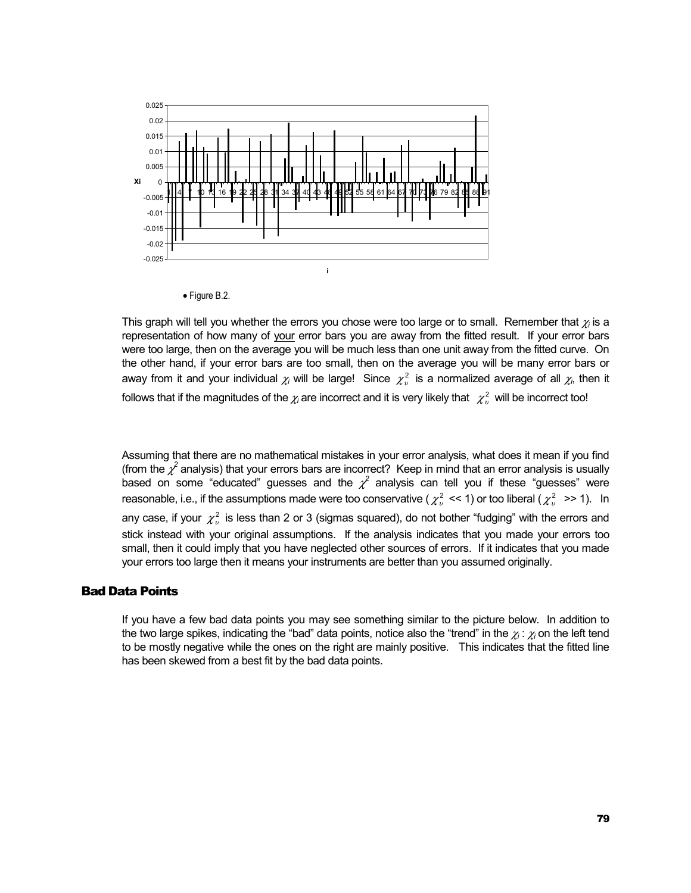• Figure B.2.

This graph will tell you whether the errors you chose were too large or to small. Remember that $\chi_i$ is a representation of how many of <u>your</u> error bars you are away from the fitted result. If your error bars were too large, then on the average you will be much less than one unit away from the fitted curve. On the other hand, if your error bars are too small, then on the average you will be many error bars or away from it and your individual $\chi_i$ will be large! Since $\chi_\nu^2$ is a normalized average of all $\chi_i$, then it follows that if the magnitudes of the $\chi_i$ are incorrect and it is very likely that $\chi_\nu^2$ will be incorrect too!

Assuming that there are no mathematical mistakes in your error analysis, what does it mean if you find (from the $\chi^2$ analysis) that your errors bars are incorrect? Keep in mind that an error analysis is usually based on some "educated" guesses and the $\chi^2$ analysis can tell you if these "guesses" were reasonable, i.e., if the assumptions made were too conservative ($\chi_\nu^2$ << 1) or too liberal ($\chi_\nu^2$ >> 1). In any case, if your $\chi_\nu^2$ is less than 2 or 3 (sigmas squared), do not bother "fudging" with the errors and stick instead with your original assumptions. If the analysis indicates that you made your errors too small, then it could imply that you have neglected other sources of errors. If it indicates that you made your errors too large then it means your instruments are better than you assumed originally.

## Bad Data Points

If you have a few bad data points you may see something similar to the picture below. In addition to the two large spikes, indicating the "bad" data points, notice also the "trend" in the $\chi_i$ : $\chi_i$ on the left tend to be mostly negative while the ones on the right are mainly positive. This indicates that the fitted line has been skewed from a best fit by the bad data points.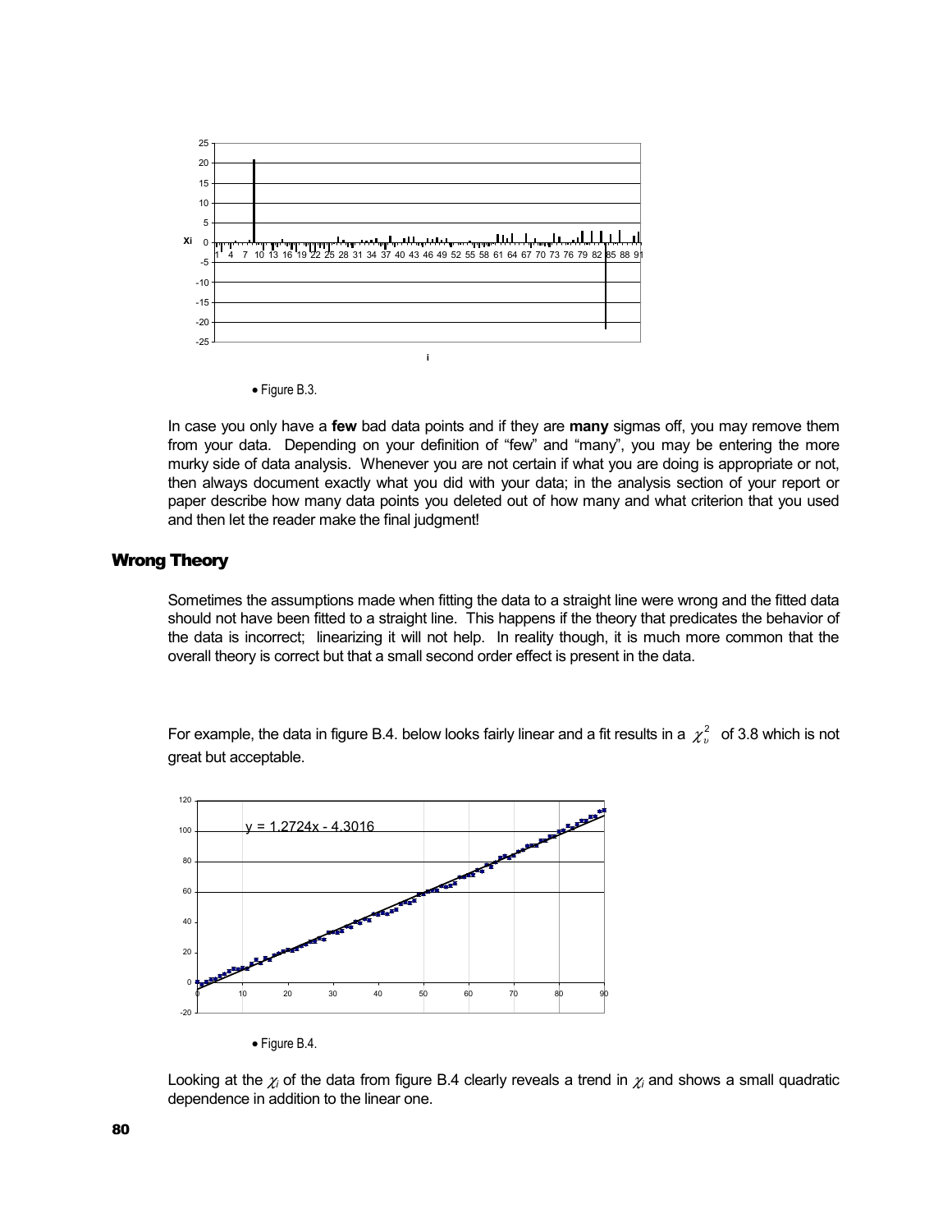• Figure B.3.

In case you only have a **few** bad data points and if they are **many** sigmas off, you may remove them from your data. Depending on your definition of "few" and "many", you may be entering the more murky side of data analysis. Whenever you are not certain if what you are doing is appropriate or not, then always document exactly what you did with your data; in the analysis section of your report or paper describe how many data points you deleted out of how many and what criterion that you used and then let the reader make the final judgment!

## Wrong Theory

Sometimes the assumptions made when fitting the data to a straight line were wrong and the fitted data should not have been fitted to a straight line. This happens if the theory that predicates the behavior of the data is incorrect; linearizing it will not help. In reality though, it is much more common that the overall theory is correct but that a small second order effect is present in the data.

For example, the data in figure B.4. below looks fairly linear and a fit results in a $\chi^2_\upsilon$ of 3.8 which is not great but acceptable.

• Figure B.4.

Looking at the $\chi_i$ of the data from figure B.4 clearly reveals a trend in $\chi_i$ and shows a small quadratic dependence in addition to the linear one.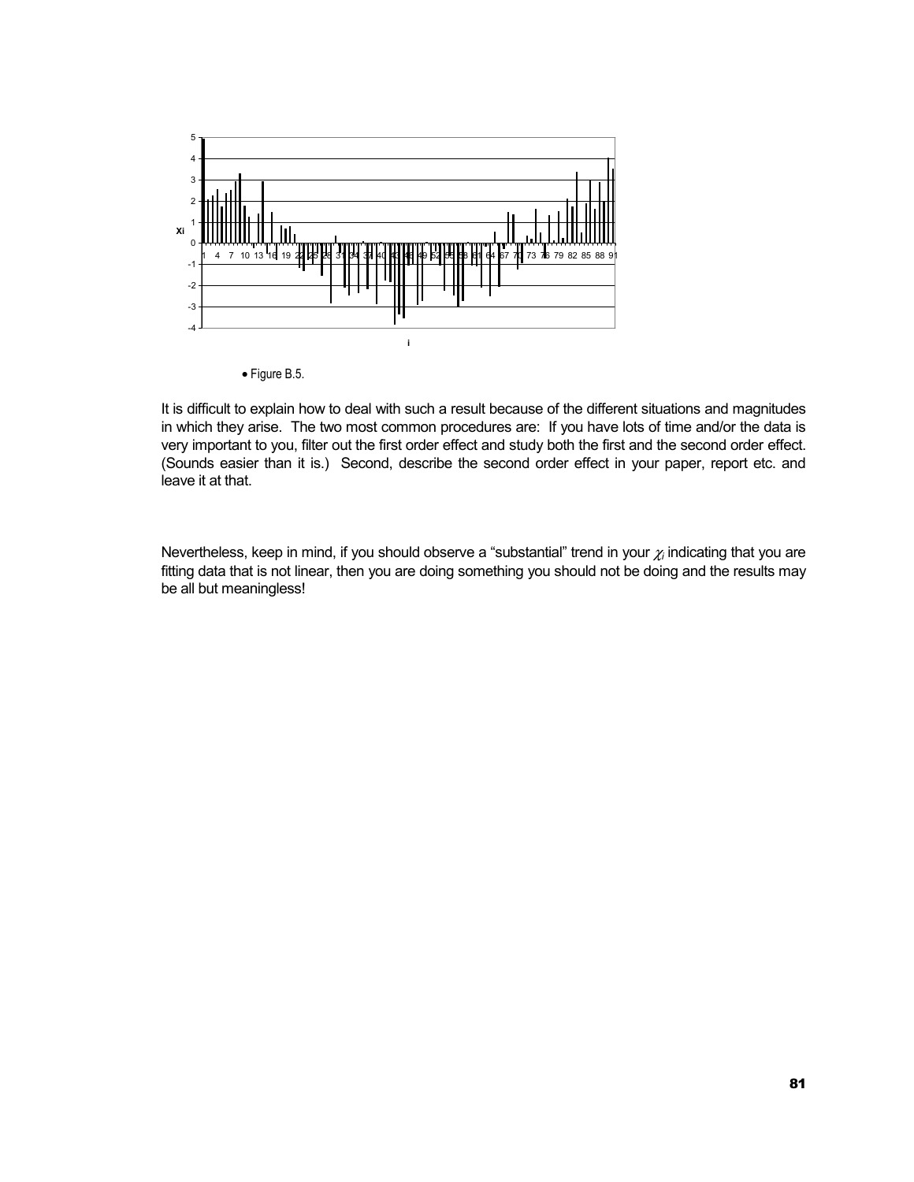5

4

3

2

1

Xi 0

-1

-2

-3

-4

1 4 7 10 13 16 19 22 25 28 31 34 37 40 43 46 49 52 55 58 61 64 67 70 73 76 79 82 85 88 91

i

• Figure B.5.

It is difficult to explain how to deal with such a result because of the different situations and magnitudes in which they arise. The two most common procedures are: If you have lots of time and/or the data is very important to you, filter out the first order effect and study both the first and the second order effect. (Sounds easier than it is.) Second, describe the second order effect in your paper, report etc. and leave it at that.

Nevertheless, keep in mind, if you should observe a "substantial" trend in your $\chi_i$ indicating that you are fitting data that is not linear, then you are doing something you should not be doing and the results may be all but meaningless!